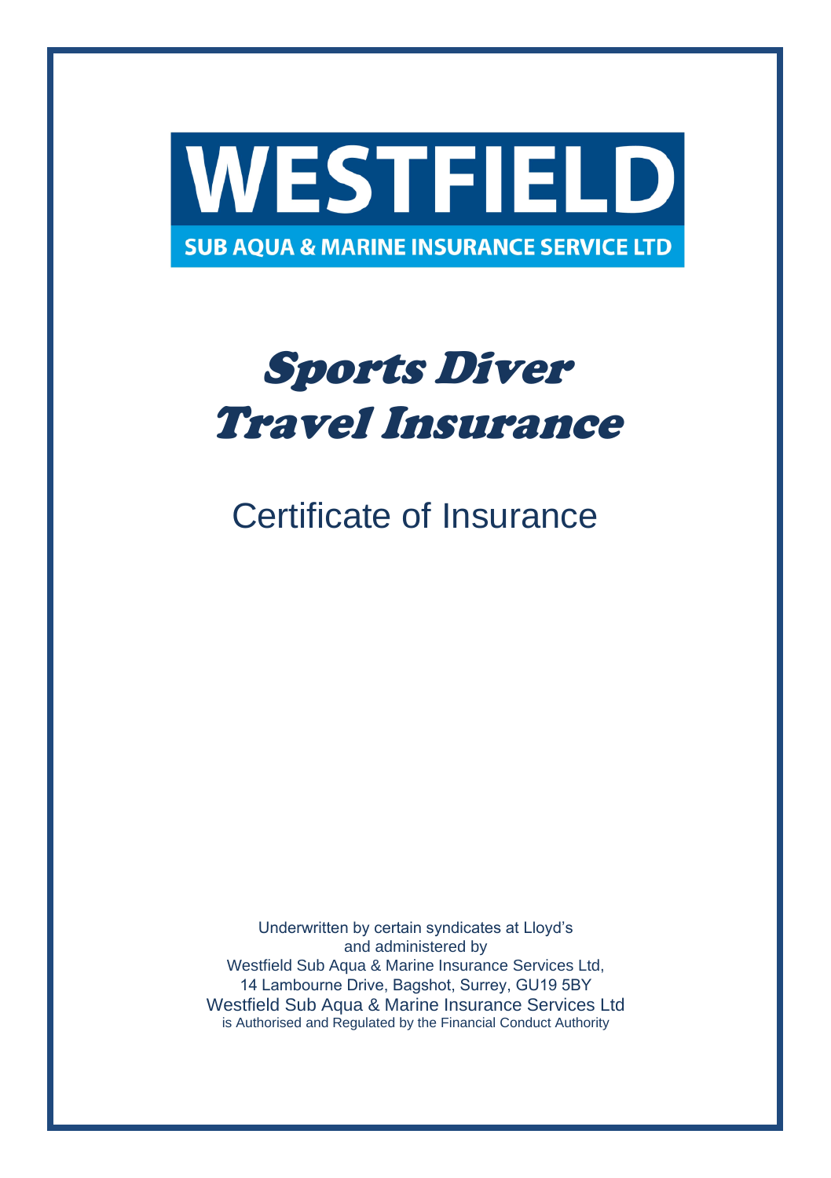# WESTFIELD

**SUB AQUA & MARINE INSURANCE SERVICE LTD**

# *Sports Diver Travel Insurance*

## Certificate of Insurance

Underwritten by certain syndicates at Lloyd's
and administered by
Westfield Sub Aqua & Marine Insurance Services Ltd,
14 Lambourne Drive, Bagshot, Surrey, GU19 5BY
Westfield Sub Aqua & Marine Insurance Services Ltd
is Authorised and Regulated by the Financial Conduct Authority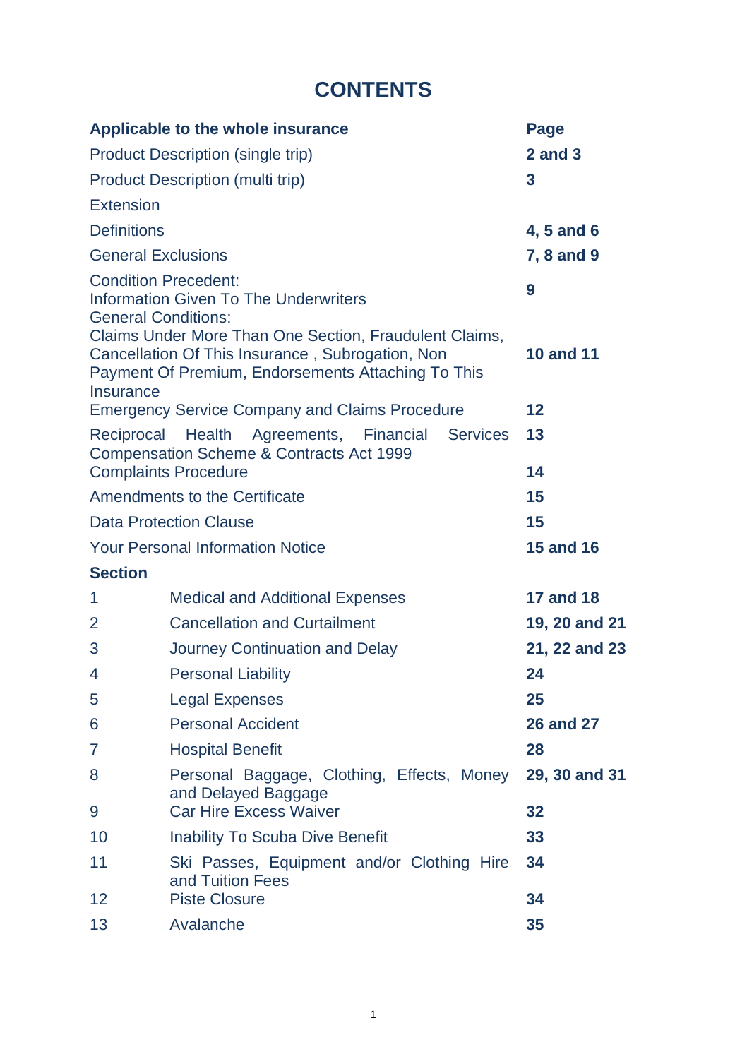# CONTENTS

| Applicable to the whole insurance | | Page |
|---|---|---|
| Product Description (single trip) | | 2 and 3 |
| Product Description (multi trip) | | 3 |
| Extension | | |
| Definitions | | 4, 5 and 6 |
| General Exclusions | | 7, 8 and 9 |
| Condition Precedent: Information Given To The Underwriters | | 9 |
| General Conditions: Claims Under More Than One Section, Fraudulent Claims, Cancellation Of This Insurance , Subrogation, Non Payment Of Premium, Endorsements Attaching To This Insurance | | 10 and 11 |
| Emergency Service Company and Claims Procedure | | 12 |
| Reciprocal Health Agreements, Financial Services Compensation Scheme & Contracts Act 1999 | | 13 |
| Complaints Procedure | | 14 |
| Amendments to the Certificate | | 15 |
| Data Protection Clause | | 15 |
| Your Personal Information Notice | | 15 and 16 |
| **Section** | | |
| 1 | Medical and Additional Expenses | 17 and 18 |
| 2 | Cancellation and Curtailment | 19, 20 and 21 |
| 3 | Journey Continuation and Delay | 21, 22 and 23 |
| 4 | Personal Liability | 24 |
| 5 | Legal Expenses | 25 |
| 6 | Personal Accident | 26 and 27 |
| 7 | Hospital Benefit | 28 |
| 8 | Personal Baggage, Clothing, Effects, Money and Delayed Baggage | 29, 30 and 31 |
| 9 | Car Hire Excess Waiver | 32 |
| 10 | Inability To Scuba Dive Benefit | 33 |
| 11 | Ski Passes, Equipment and/or Clothing Hire and Tuition Fees | 34 |
| 12 | Piste Closure | 34 |
| 13 | Avalanche | 35 |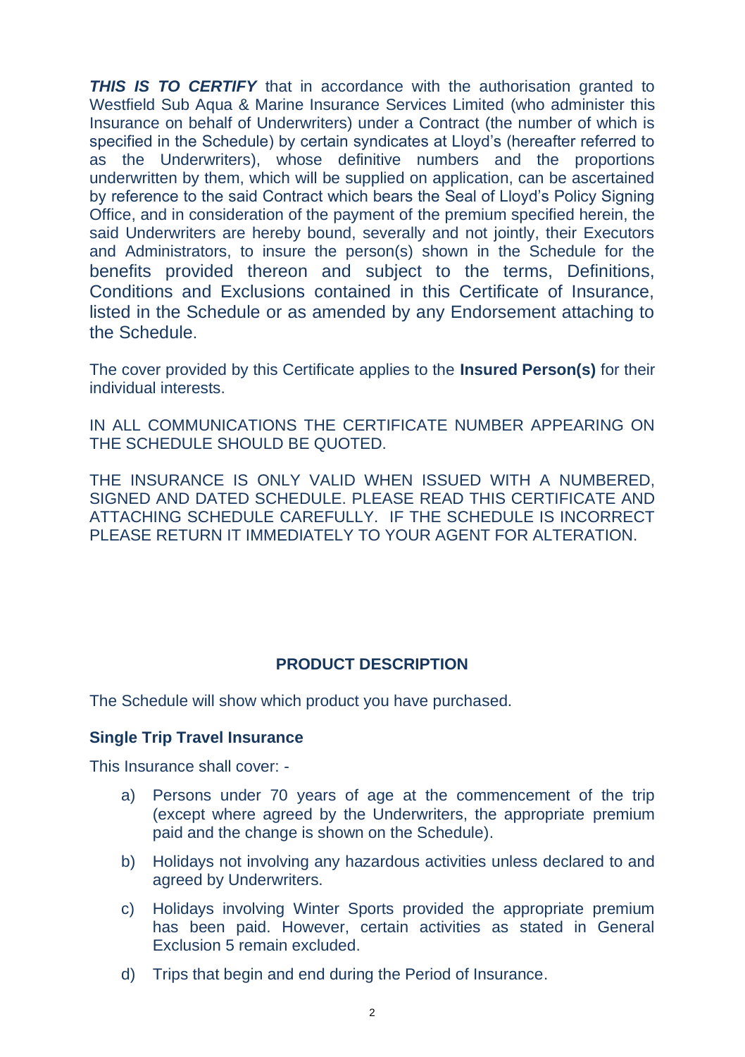***THIS IS TO CERTIFY*** that in accordance with the authorisation granted to Westfield Sub Aqua & Marine Insurance Services Limited (who administer this Insurance on behalf of Underwriters) under a Contract (the number of which is specified in the Schedule) by certain syndicates at Lloyd's (hereafter referred to as the Underwriters), whose definitive numbers and the proportions underwritten by them, which will be supplied on application, can be ascertained by reference to the said Contract which bears the Seal of Lloyd's Policy Signing Office, and in consideration of the payment of the premium specified herein, the said Underwriters are hereby bound, severally and not jointly, their Executors and Administrators, to insure the person(s) shown in the Schedule for the benefits provided thereon and subject to the terms, Definitions, Conditions and Exclusions contained in this Certificate of Insurance, listed in the Schedule or as amended by any Endorsement attaching to the Schedule.

The cover provided by this Certificate applies to the **Insured Person(s)** for their individual interests.

IN ALL COMMUNICATIONS THE CERTIFICATE NUMBER APPEARING ON THE SCHEDULE SHOULD BE QUOTED.

THE INSURANCE IS ONLY VALID WHEN ISSUED WITH A NUMBERED, SIGNED AND DATED SCHEDULE. PLEASE READ THIS CERTIFICATE AND ATTACHING SCHEDULE CAREFULLY. IF THE SCHEDULE IS INCORRECT PLEASE RETURN IT IMMEDIATELY TO YOUR AGENT FOR ALTERATION.

## PRODUCT DESCRIPTION

The Schedule will show which product you have purchased.

### Single Trip Travel Insurance

This Insurance shall cover: -

a) Persons under 70 years of age at the commencement of the trip (except where agreed by the Underwriters, the appropriate premium paid and the change is shown on the Schedule).

b) Holidays not involving any hazardous activities unless declared to and agreed by Underwriters.

c) Holidays involving Winter Sports provided the appropriate premium has been paid. However, certain activities as stated in General Exclusion 5 remain excluded.

d) Trips that begin and end during the Period of Insurance.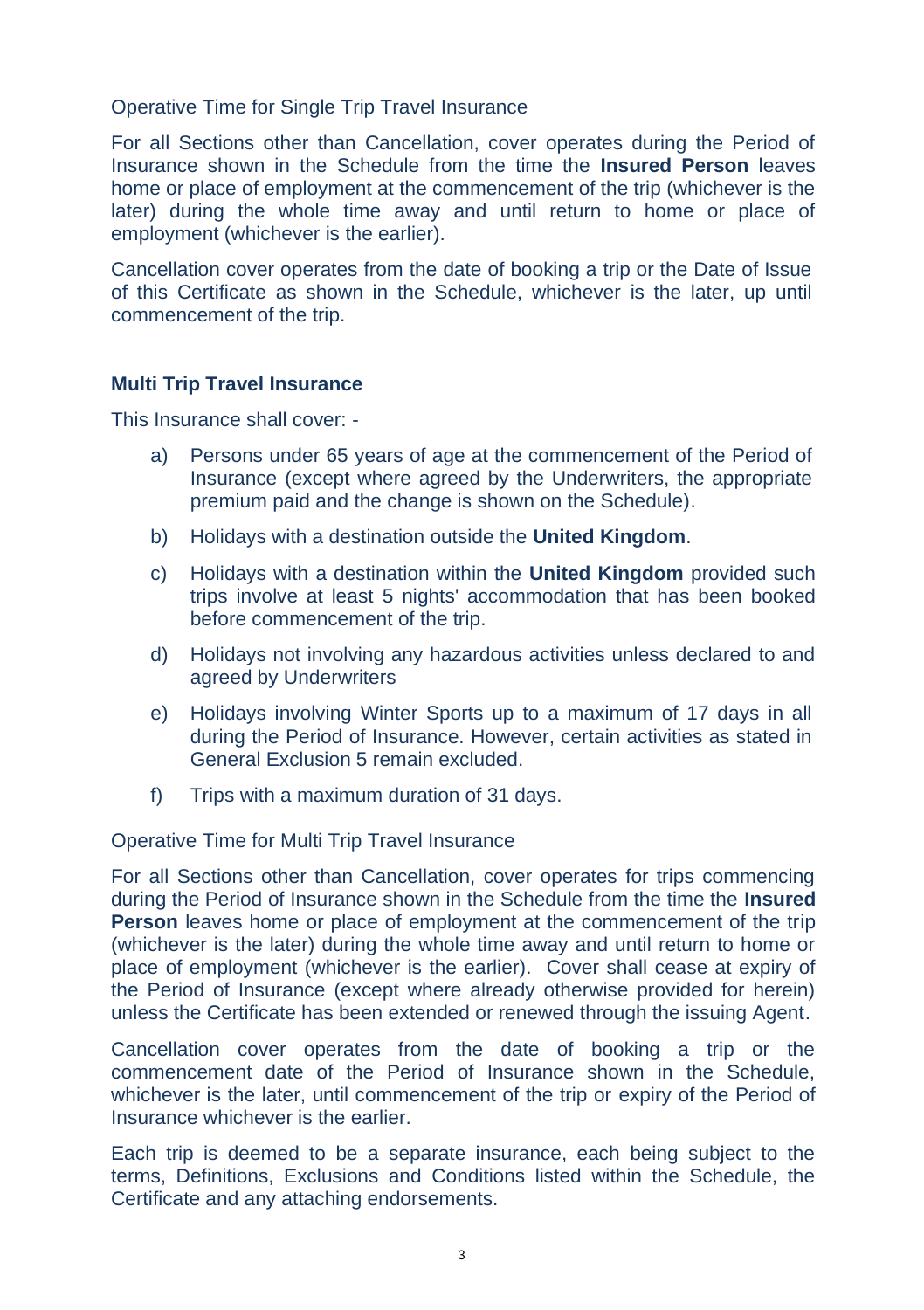Operative Time for Single Trip Travel Insurance

For all Sections other than Cancellation, cover operates during the Period of Insurance shown in the Schedule from the time the **Insured Person** leaves home or place of employment at the commencement of the trip (whichever is the later) during the whole time away and until return to home or place of employment (whichever is the earlier).

Cancellation cover operates from the date of booking a trip or the Date of Issue of this Certificate as shown in the Schedule, whichever is the later, up until commencement of the trip.

**Multi Trip Travel Insurance**

This Insurance shall cover: -

a) Persons under 65 years of age at the commencement of the Period of Insurance (except where agreed by the Underwriters, the appropriate premium paid and the change is shown on the Schedule).

b) Holidays with a destination outside the **United Kingdom**.

c) Holidays with a destination within the **United Kingdom** provided such trips involve at least 5 nights' accommodation that has been booked before commencement of the trip.

d) Holidays not involving any hazardous activities unless declared to and agreed by Underwriters

e) Holidays involving Winter Sports up to a maximum of 17 days in all during the Period of Insurance. However, certain activities as stated in General Exclusion 5 remain excluded.

f) Trips with a maximum duration of 31 days.

Operative Time for Multi Trip Travel Insurance

For all Sections other than Cancellation, cover operates for trips commencing during the Period of Insurance shown in the Schedule from the time the **Insured Person** leaves home or place of employment at the commencement of the trip (whichever is the later) during the whole time away and until return to home or place of employment (whichever is the earlier). Cover shall cease at expiry of the Period of Insurance (except where already otherwise provided for herein) unless the Certificate has been extended or renewed through the issuing Agent.

Cancellation cover operates from the date of booking a trip or the commencement date of the Period of Insurance shown in the Schedule, whichever is the later, until commencement of the trip or expiry of the Period of Insurance whichever is the earlier.

Each trip is deemed to be a separate insurance, each being subject to the terms, Definitions, Exclusions and Conditions listed within the Schedule, the Certificate and any attaching endorsements.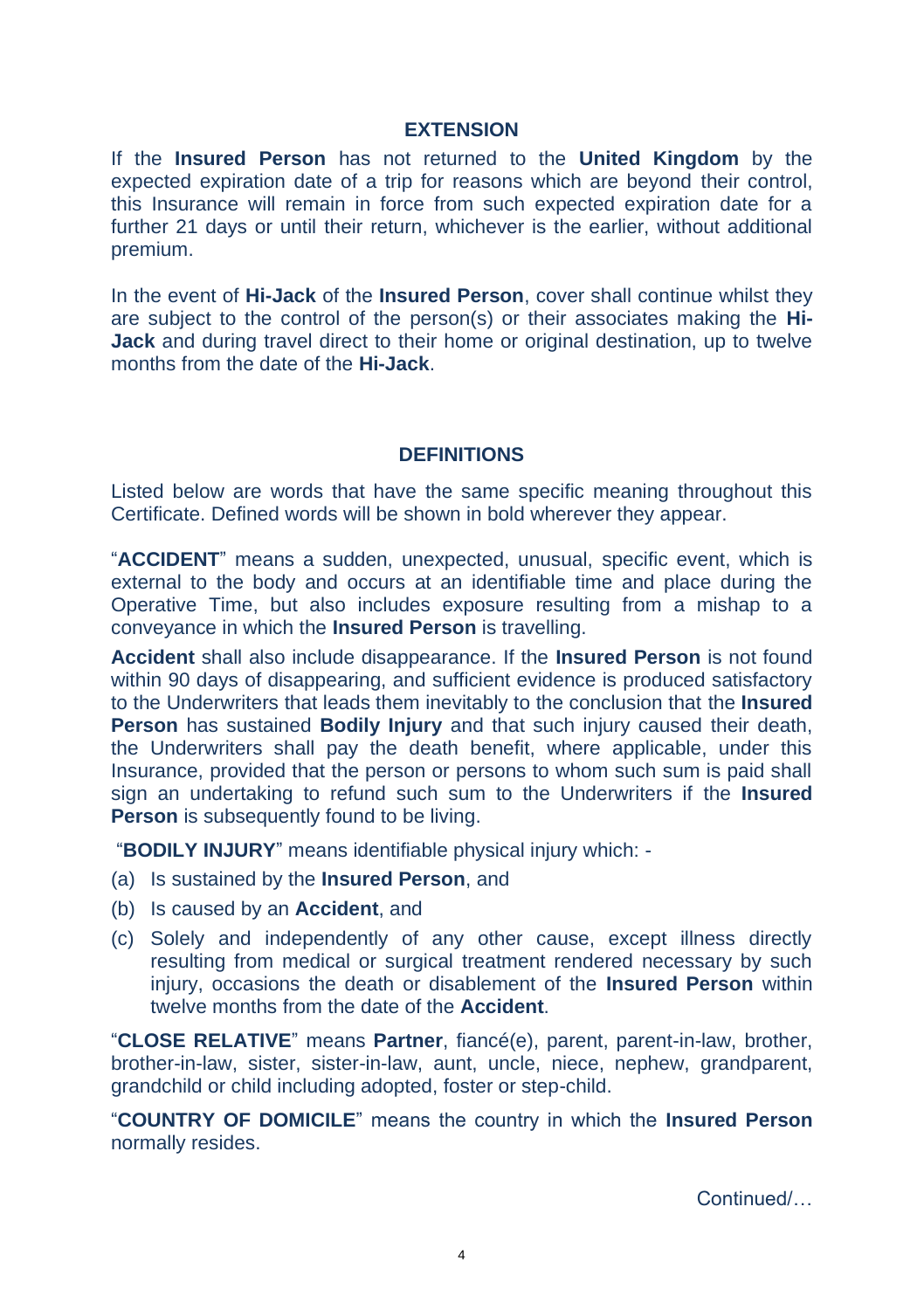## EXTENSION

If the **Insured Person** has not returned to the **United Kingdom** by the expected expiration date of a trip for reasons which are beyond their control, this Insurance will remain in force from such expected expiration date for a further 21 days or until their return, whichever is the earlier, without additional premium.

In the event of **Hi-Jack** of the **Insured Person**, cover shall continue whilst they are subject to the control of the person(s) or their associates making the **Hi-Jack** and during travel direct to their home or original destination, up to twelve months from the date of the **Hi-Jack**.

## DEFINITIONS

Listed below are words that have the same specific meaning throughout this Certificate. Defined words will be shown in bold wherever they appear.

"**ACCIDENT**" means a sudden, unexpected, unusual, specific event, which is external to the body and occurs at an identifiable time and place during the Operative Time, but also includes exposure resulting from a mishap to a conveyance in which the **Insured Person** is travelling.

**Accident** shall also include disappearance. If the **Insured Person** is not found within 90 days of disappearing, and sufficient evidence is produced satisfactory to the Underwriters that leads them inevitably to the conclusion that the **Insured Person** has sustained **Bodily Injury** and that such injury caused their death, the Underwriters shall pay the death benefit, where applicable, under this Insurance, provided that the person or persons to whom such sum is paid shall sign an undertaking to refund such sum to the Underwriters if the **Insured Person** is subsequently found to be living.

"**BODILY INJURY**" means identifiable physical injury which: -

(a) Is sustained by the **Insured Person**, and

(b) Is caused by an **Accident**, and

(c) Solely and independently of any other cause, except illness directly resulting from medical or surgical treatment rendered necessary by such injury, occasions the death or disablement of the **Insured Person** within twelve months from the date of the **Accident**.

"**CLOSE RELATIVE**" means **Partner**, fiancé(e), parent, parent-in-law, brother, brother-in-law, sister, sister-in-law, aunt, uncle, niece, nephew, grandparent, grandchild or child including adopted, foster or step-child.

"**COUNTRY OF DOMICILE**" means the country in which the **Insured Person** normally resides.

Continued/…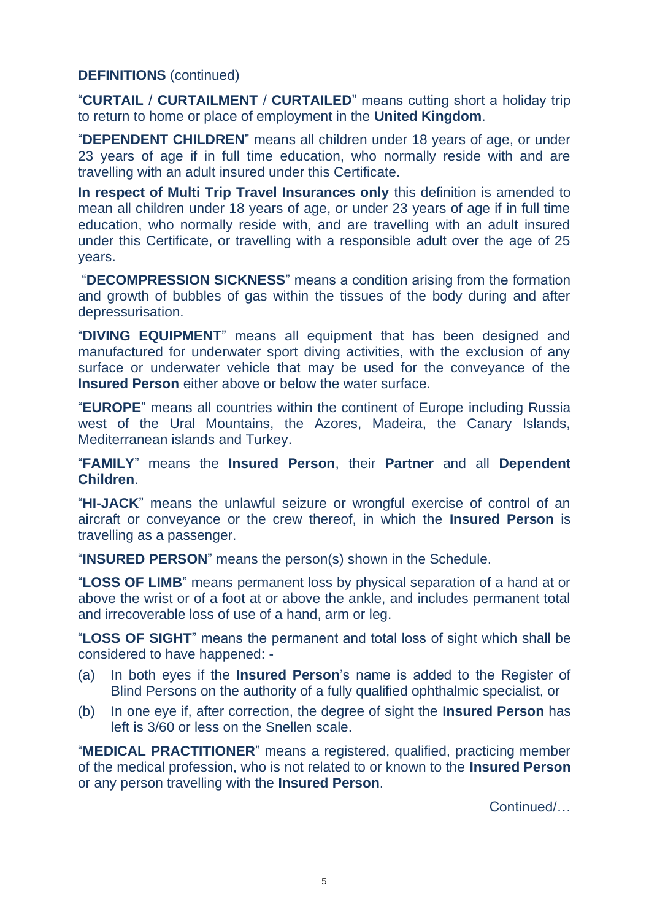**DEFINITIONS** (continued)

"**CURTAIL** / **CURTAILMENT** / **CURTAILED**" means cutting short a holiday trip to return to home or place of employment in the **United Kingdom**.

"**DEPENDENT CHILDREN**" means all children under 18 years of age, or under 23 years of age if in full time education, who normally reside with and are travelling with an adult insured under this Certificate.

**In respect of Multi Trip Travel Insurances only** this definition is amended to mean all children under 18 years of age, or under 23 years of age if in full time education, who normally reside with, and are travelling with an adult insured under this Certificate, or travelling with a responsible adult over the age of 25 years.

"**DECOMPRESSION SICKNESS**" means a condition arising from the formation and growth of bubbles of gas within the tissues of the body during and after depressurisation.

"**DIVING EQUIPMENT**" means all equipment that has been designed and manufactured for underwater sport diving activities, with the exclusion of any surface or underwater vehicle that may be used for the conveyance of the **Insured Person** either above or below the water surface.

"**EUROPE**" means all countries within the continent of Europe including Russia west of the Ural Mountains, the Azores, Madeira, the Canary Islands, Mediterranean islands and Turkey.

"**FAMILY**" means the **Insured Person**, their **Partner** and all **Dependent Children**.

"**HI-JACK**" means the unlawful seizure or wrongful exercise of control of an aircraft or conveyance or the crew thereof, in which the **Insured Person** is travelling as a passenger.

"**INSURED PERSON**" means the person(s) shown in the Schedule.

"**LOSS OF LIMB**" means permanent loss by physical separation of a hand at or above the wrist or of a foot at or above the ankle, and includes permanent total and irrecoverable loss of use of a hand, arm or leg.

"**LOSS OF SIGHT**" means the permanent and total loss of sight which shall be considered to have happened: -

(a) In both eyes if the **Insured Person**'s name is added to the Register of Blind Persons on the authority of a fully qualified ophthalmic specialist, or

(b) In one eye if, after correction, the degree of sight the **Insured Person** has left is 3/60 or less on the Snellen scale.

"**MEDICAL PRACTITIONER**" means a registered, qualified, practicing member of the medical profession, who is not related to or known to the **Insured Person** or any person travelling with the **Insured Person**.

Continued/…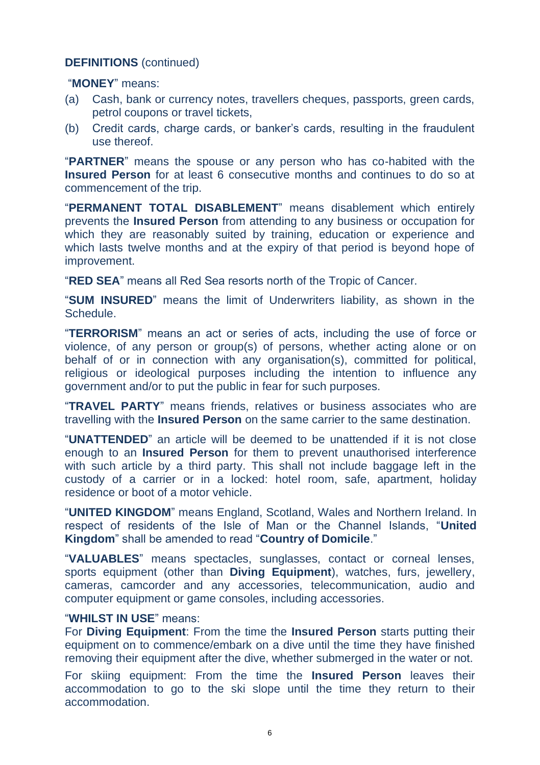**DEFINITIONS** (continued)

"**MONEY**" means:

(a) Cash, bank or currency notes, travellers cheques, passports, green cards, petrol coupons or travel tickets,

(b) Credit cards, charge cards, or banker's cards, resulting in the fraudulent use thereof.

"**PARTNER**" means the spouse or any person who has co-habited with the **Insured Person** for at least 6 consecutive months and continues to do so at commencement of the trip.

"**PERMANENT TOTAL DISABLEMENT**" means disablement which entirely prevents the **Insured Person** from attending to any business or occupation for which they are reasonably suited by training, education or experience and which lasts twelve months and at the expiry of that period is beyond hope of improvement.

"**RED SEA**" means all Red Sea resorts north of the Tropic of Cancer.

"**SUM INSURED**" means the limit of Underwriters liability, as shown in the Schedule.

"**TERRORISM**" means an act or series of acts, including the use of force or violence, of any person or group(s) of persons, whether acting alone or on behalf of or in connection with any organisation(s), committed for political, religious or ideological purposes including the intention to influence any government and/or to put the public in fear for such purposes.

"**TRAVEL PARTY**" means friends, relatives or business associates who are travelling with the **Insured Person** on the same carrier to the same destination.

"**UNATTENDED**" an article will be deemed to be unattended if it is not close enough to an **Insured Person** for them to prevent unauthorised interference with such article by a third party. This shall not include baggage left in the custody of a carrier or in a locked: hotel room, safe, apartment, holiday residence or boot of a motor vehicle.

"**UNITED KINGDOM**" means England, Scotland, Wales and Northern Ireland. In respect of residents of the Isle of Man or the Channel Islands, "**United Kingdom**" shall be amended to read "**Country of Domicile**."

"**VALUABLES**" means spectacles, sunglasses, contact or corneal lenses, sports equipment (other than **Diving Equipment**), watches, furs, jewellery, cameras, camcorder and any accessories, telecommunication, audio and computer equipment or game consoles, including accessories.

"**WHILST IN USE**" means:

For **Diving Equipment**: From the time the **Insured Person** starts putting their equipment on to commence/embark on a dive until the time they have finished removing their equipment after the dive, whether submerged in the water or not.

For skiing equipment: From the time the **Insured Person** leaves their accommodation to go to the ski slope until the time they return to their accommodation.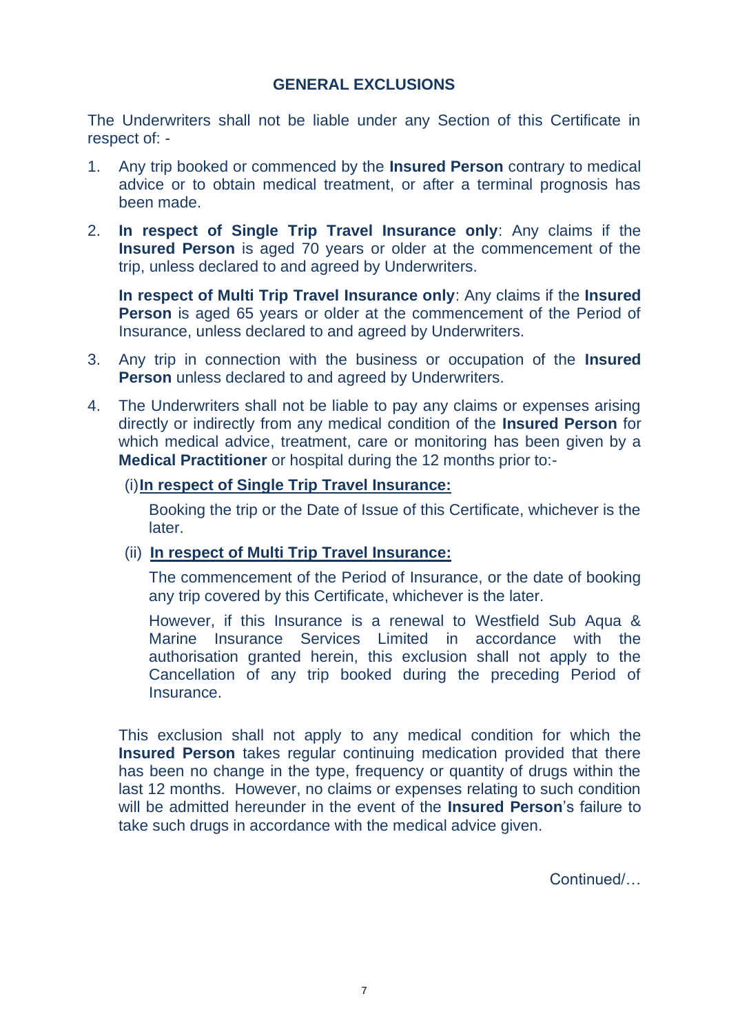## GENERAL EXCLUSIONS

The Underwriters shall not be liable under any Section of this Certificate in respect of: -

1. Any trip booked or commenced by the **Insured Person** contrary to medical advice or to obtain medical treatment, or after a terminal prognosis has been made.

2. **In respect of Single Trip Travel Insurance only**: Any claims if the **Insured Person** is aged 70 years or older at the commencement of the trip, unless declared to and agreed by Underwriters.

   **In respect of Multi Trip Travel Insurance only**: Any claims if the **Insured Person** is aged 65 years or older at the commencement of the Period of Insurance, unless declared to and agreed by Underwriters.

3. Any trip in connection with the business or occupation of the **Insured Person** unless declared to and agreed by Underwriters.

4. The Underwriters shall not be liable to pay any claims or expenses arising directly or indirectly from any medical condition of the **Insured Person** for which medical advice, treatment, care or monitoring has been given by a **Medical Practitioner** or hospital during the 12 months prior to:-

   (i) **<u>In respect of Single Trip Travel Insurance:</u>**

   Booking the trip or the Date of Issue of this Certificate, whichever is the later.

   (ii) **<u>In respect of Multi Trip Travel Insurance:</u>**

   The commencement of the Period of Insurance, or the date of booking any trip covered by this Certificate, whichever is the later.

   However, if this Insurance is a renewal to Westfield Sub Aqua & Marine Insurance Services Limited in accordance with the authorisation granted herein, this exclusion shall not apply to the Cancellation of any trip booked during the preceding Period of Insurance.

   This exclusion shall not apply to any medical condition for which the **Insured Person** takes regular continuing medication provided that there has been no change in the type, frequency or quantity of drugs within the last 12 months. However, no claims or expenses relating to such condition will be admitted hereunder in the event of the **Insured Person**'s failure to take such drugs in accordance with the medical advice given.

Continued/…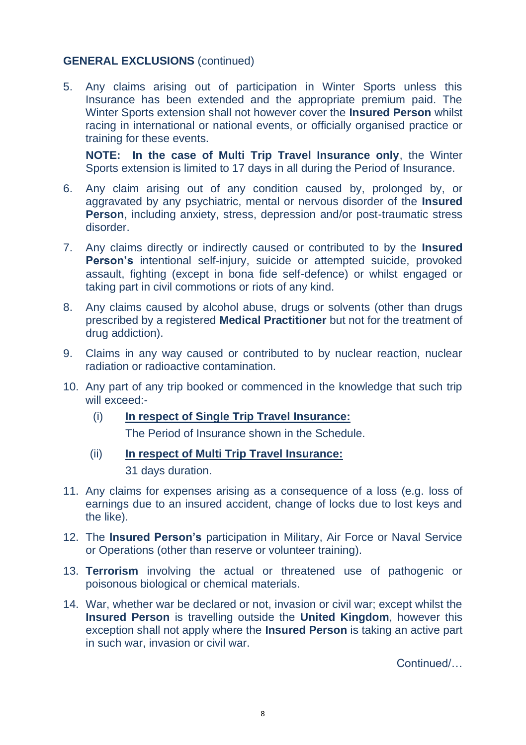## GENERAL EXCLUSIONS (continued)

5. Any claims arising out of participation in Winter Sports unless this Insurance has been extended and the appropriate premium paid. The Winter Sports extension shall not however cover the **Insured Person** whilst racing in international or national events, or officially organised practice or training for these events.

   **NOTE: In the case of Multi Trip Travel Insurance only**, the Winter Sports extension is limited to 17 days in all during the Period of Insurance.

6. Any claim arising out of any condition caused by, prolonged by, or aggravated by any psychiatric, mental or nervous disorder of the **Insured Person**, including anxiety, stress, depression and/or post-traumatic stress disorder.

7. Any claims directly or indirectly caused or contributed to by the **Insured Person's** intentional self-injury, suicide or attempted suicide, provoked assault, fighting (except in bona fide self-defence) or whilst engaged or taking part in civil commotions or riots of any kind.

8. Any claims caused by alcohol abuse, drugs or solvents (other than drugs prescribed by a registered **Medical Practitioner** but not for the treatment of drug addiction).

9. Claims in any way caused or contributed to by nuclear reaction, nuclear radiation or radioactive contamination.

10. Any part of any trip booked or commenced in the knowledge that such trip will exceed:-

    (i) **In respect of Single Trip Travel Insurance:**

    The Period of Insurance shown in the Schedule.

    (ii) **In respect of Multi Trip Travel Insurance:**

    31 days duration.

11. Any claims for expenses arising as a consequence of a loss (e.g. loss of earnings due to an insured accident, change of locks due to lost keys and the like).

12. The **Insured Person's** participation in Military, Air Force or Naval Service or Operations (other than reserve or volunteer training).

13. **Terrorism** involving the actual or threatened use of pathogenic or poisonous biological or chemical materials.

14. War, whether war be declared or not, invasion or civil war; except whilst the **Insured Person** is travelling outside the **United Kingdom**, however this exception shall not apply where the **Insured Person** is taking an active part in such war, invasion or civil war.

Continued/…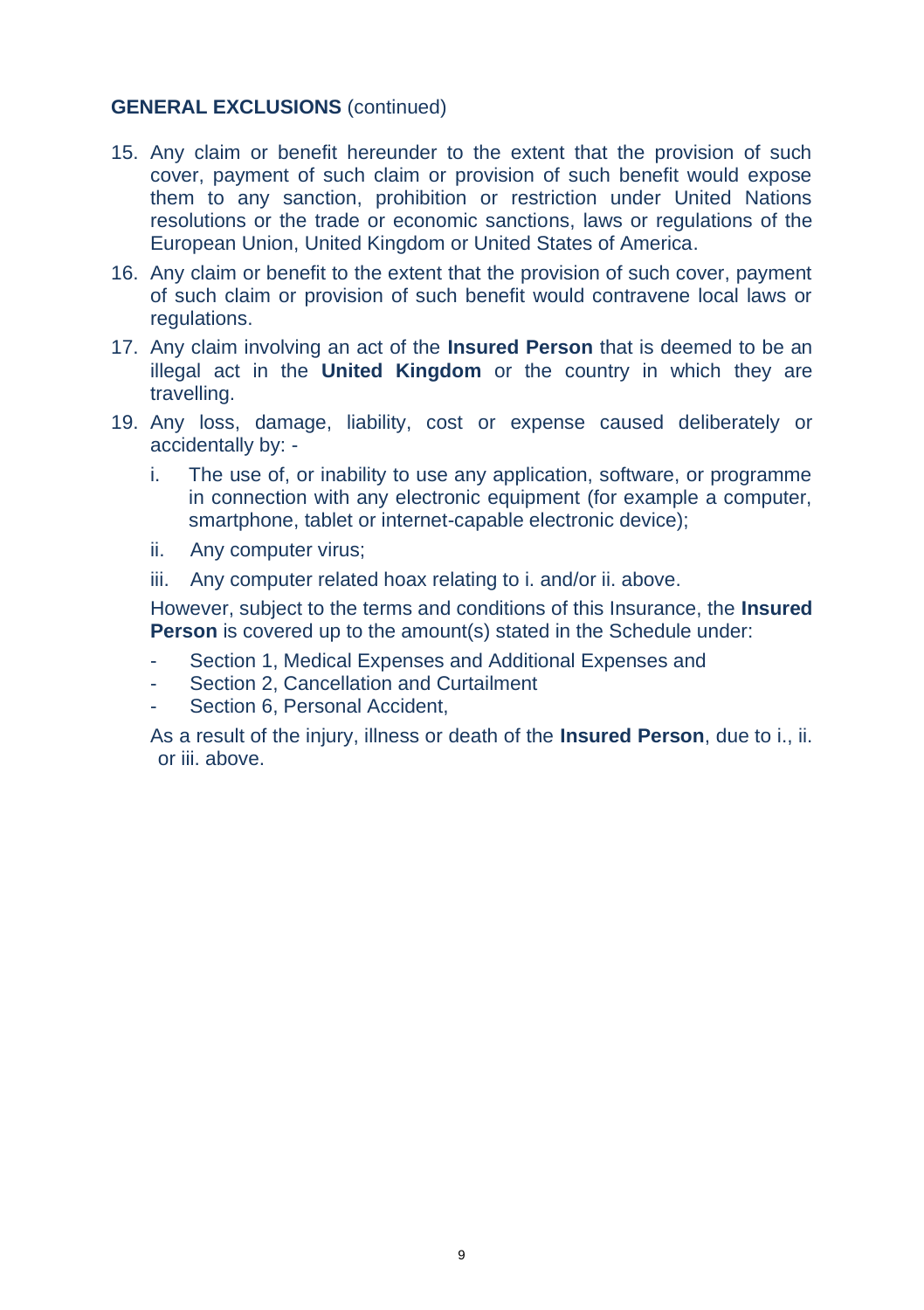**GENERAL EXCLUSIONS** (continued)

15. Any claim or benefit hereunder to the extent that the provision of such cover, payment of such claim or provision of such benefit would expose them to any sanction, prohibition or restriction under United Nations resolutions or the trade or economic sanctions, laws or regulations of the European Union, United Kingdom or United States of America.
16. Any claim or benefit to the extent that the provision of such cover, payment of such claim or provision of such benefit would contravene local laws or regulations.
17. Any claim involving an act of the **Insured Person** that is deemed to be an illegal act in the **United Kingdom** or the country in which they are travelling.
19. Any loss, damage, liability, cost or expense caused deliberately or accidentally by: -

    i. The use of, or inability to use any application, software, or programme in connection with any electronic equipment (for example a computer, smartphone, tablet or internet-capable electronic device);

    ii. Any computer virus;

    iii. Any computer related hoax relating to i. and/or ii. above.

    However, subject to the terms and conditions of this Insurance, the **Insured Person** is covered up to the amount(s) stated in the Schedule under:

    - Section 1, Medical Expenses and Additional Expenses and
    - Section 2, Cancellation and Curtailment
    - Section 6, Personal Accident,

    As a result of the injury, illness or death of the **Insured Person**, due to i., ii. or iii. above.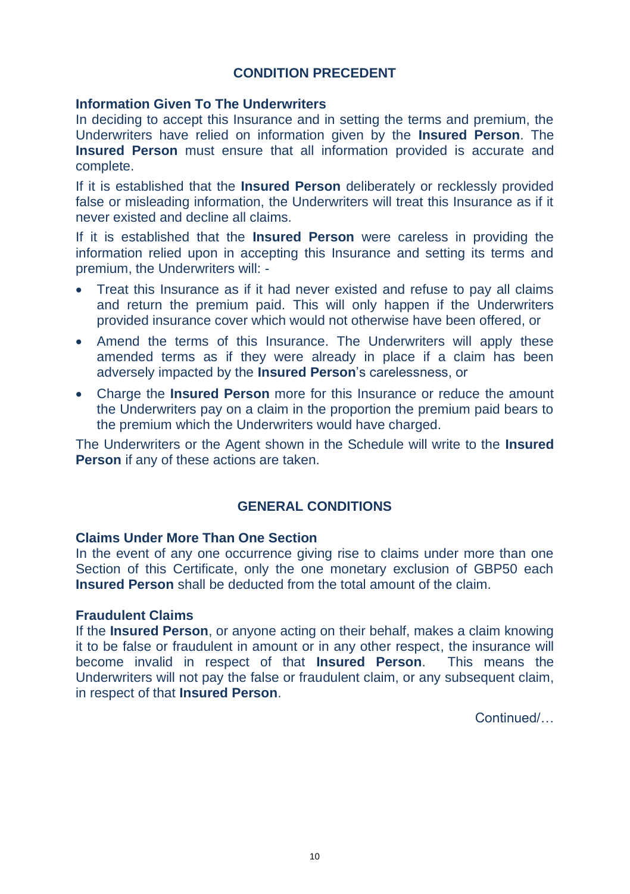## CONDITION PRECEDENT

**Information Given To The Underwriters**

In deciding to accept this Insurance and in setting the terms and premium, the Underwriters have relied on information given by the **Insured Person**. The **Insured Person** must ensure that all information provided is accurate and complete.

If it is established that the **Insured Person** deliberately or recklessly provided false or misleading information, the Underwriters will treat this Insurance as if it never existed and decline all claims.

If it is established that the **Insured Person** were careless in providing the information relied upon in accepting this Insurance and setting its terms and premium, the Underwriters will: -

- Treat this Insurance as if it had never existed and refuse to pay all claims and return the premium paid. This will only happen if the Underwriters provided insurance cover which would not otherwise have been offered, or
- Amend the terms of this Insurance. The Underwriters will apply these amended terms as if they were already in place if a claim has been adversely impacted by the **Insured Person**'s carelessness, or
- Charge the **Insured Person** more for this Insurance or reduce the amount the Underwriters pay on a claim in the proportion the premium paid bears to the premium which the Underwriters would have charged.

The Underwriters or the Agent shown in the Schedule will write to the **Insured Person** if any of these actions are taken.

## GENERAL CONDITIONS

**Claims Under More Than One Section**

In the event of any one occurrence giving rise to claims under more than one Section of this Certificate, only the one monetary exclusion of GBP50 each **Insured Person** shall be deducted from the total amount of the claim.

**Fraudulent Claims**

If the **Insured Person**, or anyone acting on their behalf, makes a claim knowing it to be false or fraudulent in amount or in any other respect, the insurance will become invalid in respect of that **Insured Person**. This means the Underwriters will not pay the false or fraudulent claim, or any subsequent claim, in respect of that **Insured Person**.

Continued/…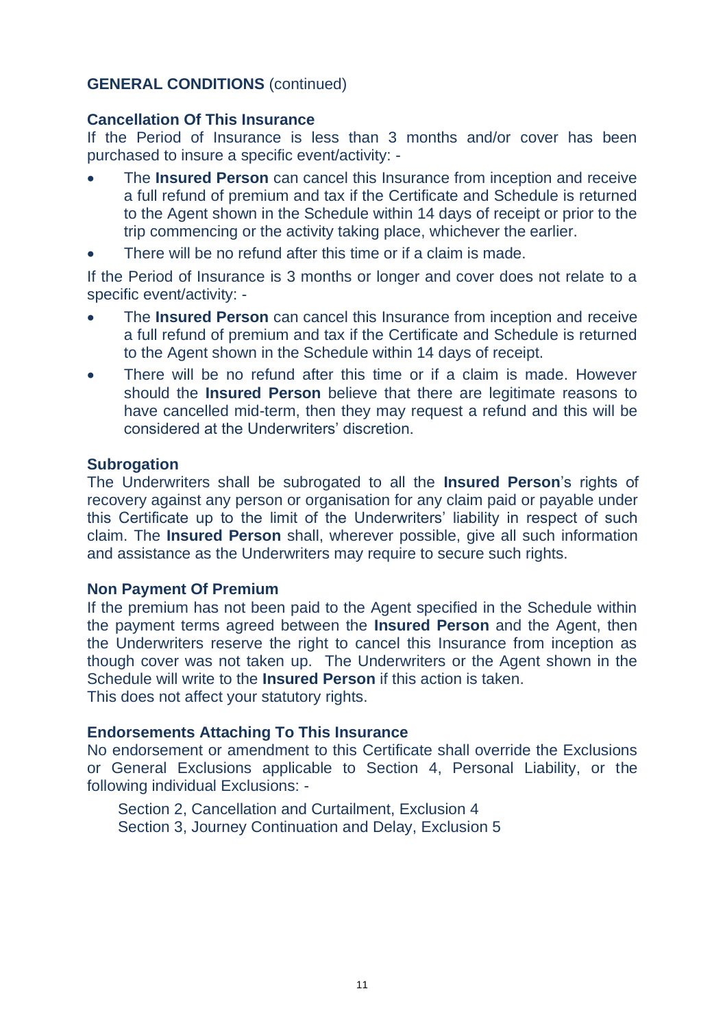## **GENERAL CONDITIONS** (continued)

### Cancellation Of This Insurance

If the Period of Insurance is less than 3 months and/or cover has been purchased to insure a specific event/activity: -

- The **Insured Person** can cancel this Insurance from inception and receive a full refund of premium and tax if the Certificate and Schedule is returned to the Agent shown in the Schedule within 14 days of receipt or prior to the trip commencing or the activity taking place, whichever the earlier.
- There will be no refund after this time or if a claim is made.

If the Period of Insurance is 3 months or longer and cover does not relate to a specific event/activity: -

- The **Insured Person** can cancel this Insurance from inception and receive a full refund of premium and tax if the Certificate and Schedule is returned to the Agent shown in the Schedule within 14 days of receipt.
- There will be no refund after this time or if a claim is made. However should the **Insured Person** believe that there are legitimate reasons to have cancelled mid-term, then they may request a refund and this will be considered at the Underwriters' discretion.

### Subrogation

The Underwriters shall be subrogated to all the **Insured Person**'s rights of recovery against any person or organisation for any claim paid or payable under this Certificate up to the limit of the Underwriters' liability in respect of such claim. The **Insured Person** shall, wherever possible, give all such information and assistance as the Underwriters may require to secure such rights.

### Non Payment Of Premium

If the premium has not been paid to the Agent specified in the Schedule within the payment terms agreed between the **Insured Person** and the Agent, then the Underwriters reserve the right to cancel this Insurance from inception as though cover was not taken up. The Underwriters or the Agent shown in the Schedule will write to the **Insured Person** if this action is taken.
This does not affect your statutory rights.

### Endorsements Attaching To This Insurance

No endorsement or amendment to this Certificate shall override the Exclusions or General Exclusions applicable to Section 4, Personal Liability, or the following individual Exclusions: -

Section 2, Cancellation and Curtailment, Exclusion 4
Section 3, Journey Continuation and Delay, Exclusion 5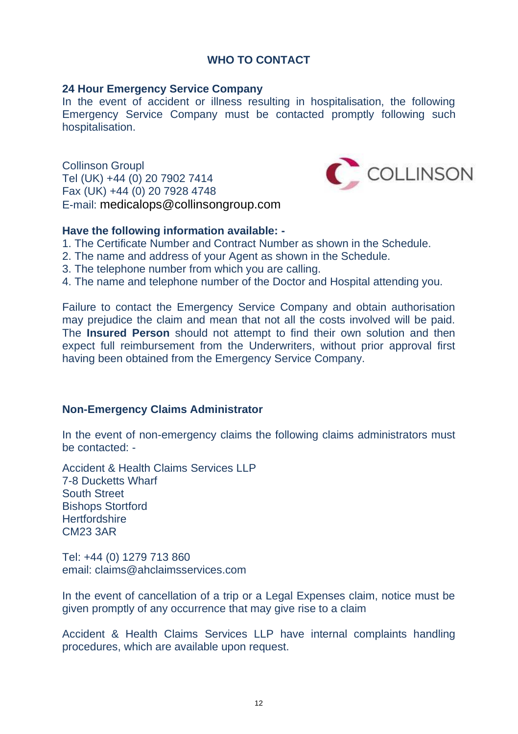## WHO TO CONTACT

### 24 Hour Emergency Service Company

In the event of accident or illness resulting in hospitalisation, the following Emergency Service Company must be contacted promptly following such hospitalisation.

Collinson Groupl
Tel (UK) +44 (0) 20 7902 7414
Fax (UK) +44 (0) 20 7928 4748
E-mail: medicalops@collinsongroup.com

**Have the following information available: -**

1. The Certificate Number and Contract Number as shown in the Schedule.
2. The name and address of your Agent as shown in the Schedule.
3. The telephone number from which you are calling.
4. The name and telephone number of the Doctor and Hospital attending you.

Failure to contact the Emergency Service Company and obtain authorisation may prejudice the claim and mean that not all the costs involved will be paid. The **Insured Person** should not attempt to find their own solution and then expect full reimbursement from the Underwriters, without prior approval first having been obtained from the Emergency Service Company.

### Non-Emergency Claims Administrator

In the event of non-emergency claims the following claims administrators must be contacted: -

Accident & Health Claims Services LLP
7-8 Ducketts Wharf
South Street
Bishops Stortford
Hertfordshire
CM23 3AR

Tel: +44 (0) 1279 713 860
email: claims@ahclaimsservices.com

In the event of cancellation of a trip or a Legal Expenses claim, notice must be given promptly of any occurrence that may give rise to a claim

Accident & Health Claims Services LLP have internal complaints handling procedures, which are available upon request.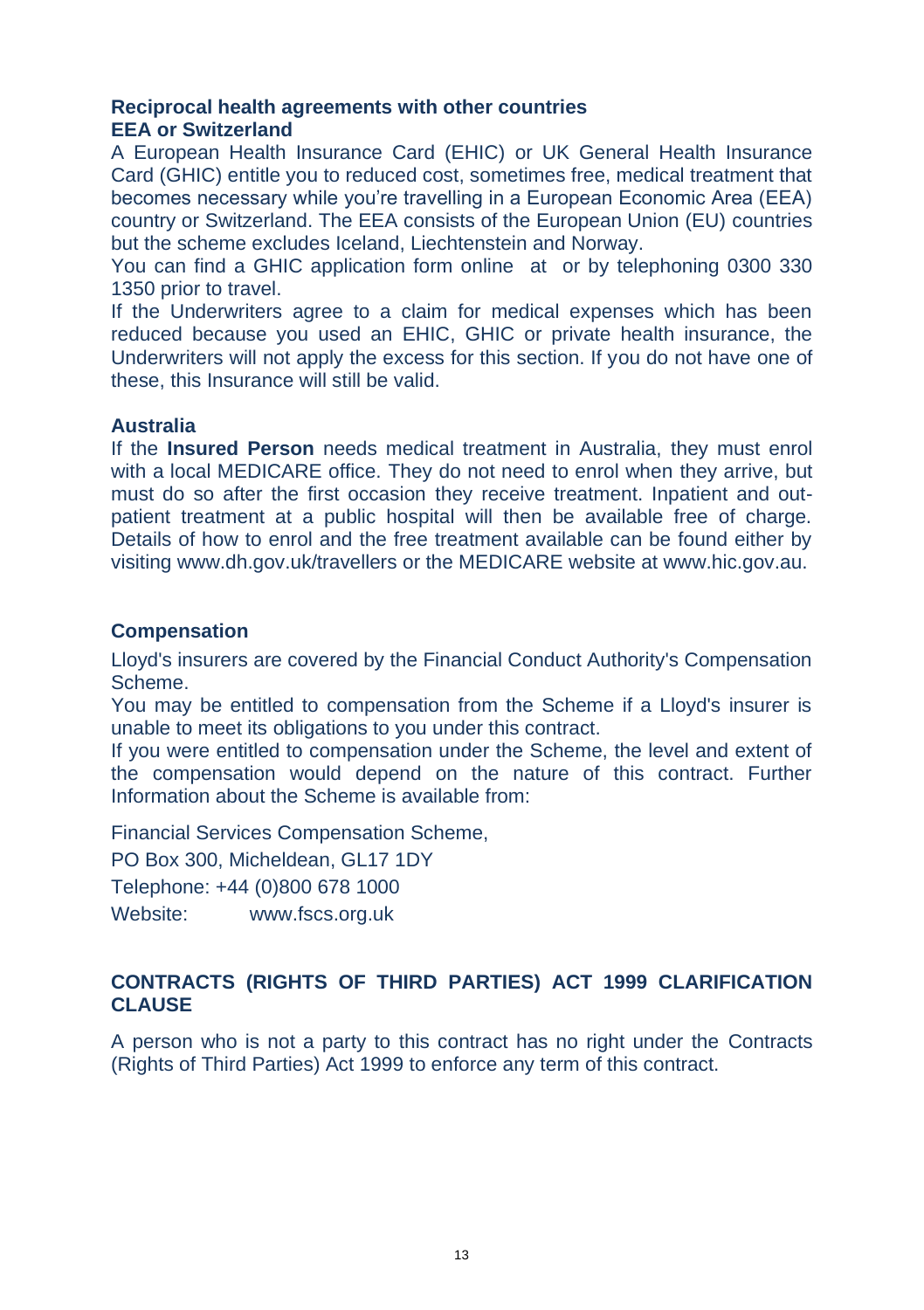## Reciprocal health agreements with other countries

### EEA or Switzerland

A European Health Insurance Card (EHIC) or UK General Health Insurance Card (GHIC) entitle you to reduced cost, sometimes free, medical treatment that becomes necessary while you're travelling in a European Economic Area (EEA) country or Switzerland. The EEA consists of the European Union (EU) countries but the scheme excludes Iceland, Liechtenstein and Norway.

You can find a GHIC application form online at or by telephoning 0300 330 1350 prior to travel.

If the Underwriters agree to a claim for medical expenses which has been reduced because you used an EHIC, GHIC or private health insurance, the Underwriters will not apply the excess for this section. If you do not have one of these, this Insurance will still be valid.

### Australia

If the **Insured Person** needs medical treatment in Australia, they must enrol with a local MEDICARE office. They do not need to enrol when they arrive, but must do so after the first occasion they receive treatment. Inpatient and out-patient treatment at a public hospital will then be available free of charge. Details of how to enrol and the free treatment available can be found either by visiting www.dh.gov.uk/travellers or the MEDICARE website at www.hic.gov.au.

## Compensation

Lloyd's insurers are covered by the Financial Conduct Authority's Compensation Scheme.

You may be entitled to compensation from the Scheme if a Lloyd's insurer is unable to meet its obligations to you under this contract.

If you were entitled to compensation under the Scheme, the level and extent of the compensation would depend on the nature of this contract. Further Information about the Scheme is available from:

Financial Services Compensation Scheme,

PO Box 300, Micheldean, GL17 1DY

Telephone: +44 (0)800 678 1000

Website: www.fscs.org.uk

## CONTRACTS (RIGHTS OF THIRD PARTIES) ACT 1999 CLARIFICATION CLAUSE

A person who is not a party to this contract has no right under the Contracts (Rights of Third Parties) Act 1999 to enforce any term of this contract.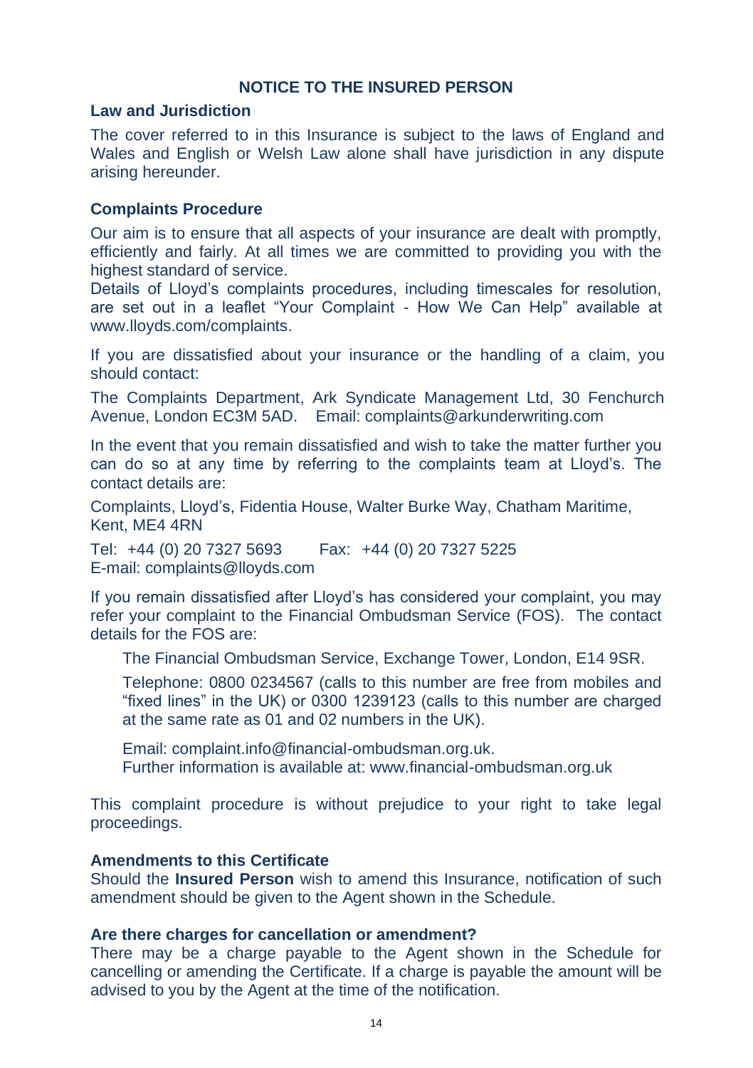## NOTICE TO THE INSURED PERSON

### Law and Jurisdiction

The cover referred to in this Insurance is subject to the laws of England and Wales and English or Welsh Law alone shall have jurisdiction in any dispute arising hereunder.

### Complaints Procedure

Our aim is to ensure that all aspects of your insurance are dealt with promptly, efficiently and fairly. At all times we are committed to providing you with the highest standard of service.

Details of Lloyd's complaints procedures, including timescales for resolution, are set out in a leaflet "Your Complaint - How We Can Help" available at www.lloyds.com/complaints.

If you are dissatisfied about your insurance or the handling of a claim, you should contact:

The Complaints Department, Ark Syndicate Management Ltd, 30 Fenchurch Avenue, London EC3M 5AD. Email: complaints@arkunderwriting.com

In the event that you remain dissatisfied and wish to take the matter further you can do so at any time by referring to the complaints team at Lloyd's. The contact details are:

Complaints, Lloyd's, Fidentia House, Walter Burke Way, Chatham Maritime, Kent, ME4 4RN

Tel: +44 (0) 20 7327 5693 Fax: +44 (0) 20 7327 5225
E-mail: complaints@lloyds.com

If you remain dissatisfied after Lloyd's has considered your complaint, you may refer your complaint to the Financial Ombudsman Service (FOS). The contact details for the FOS are:

> The Financial Ombudsman Service, Exchange Tower, London, E14 9SR.
>
> Telephone: 0800 0234567 (calls to this number are free from mobiles and "fixed lines" in the UK) or 0300 1239123 (calls to this number are charged at the same rate as 01 and 02 numbers in the UK).
>
> Email: complaint.info@financial-ombudsman.org.uk.
> Further information is available at: www.financial-ombudsman.org.uk

This complaint procedure is without prejudice to your right to take legal proceedings.

### Amendments to this Certificate

Should the **Insured Person** wish to amend this Insurance, notification of such amendment should be given to the Agent shown in the Schedule.

### Are there charges for cancellation or amendment?

There may be a charge payable to the Agent shown in the Schedule for cancelling or amending the Certificate. If a charge is payable the amount will be advised to you by the Agent at the time of the notification.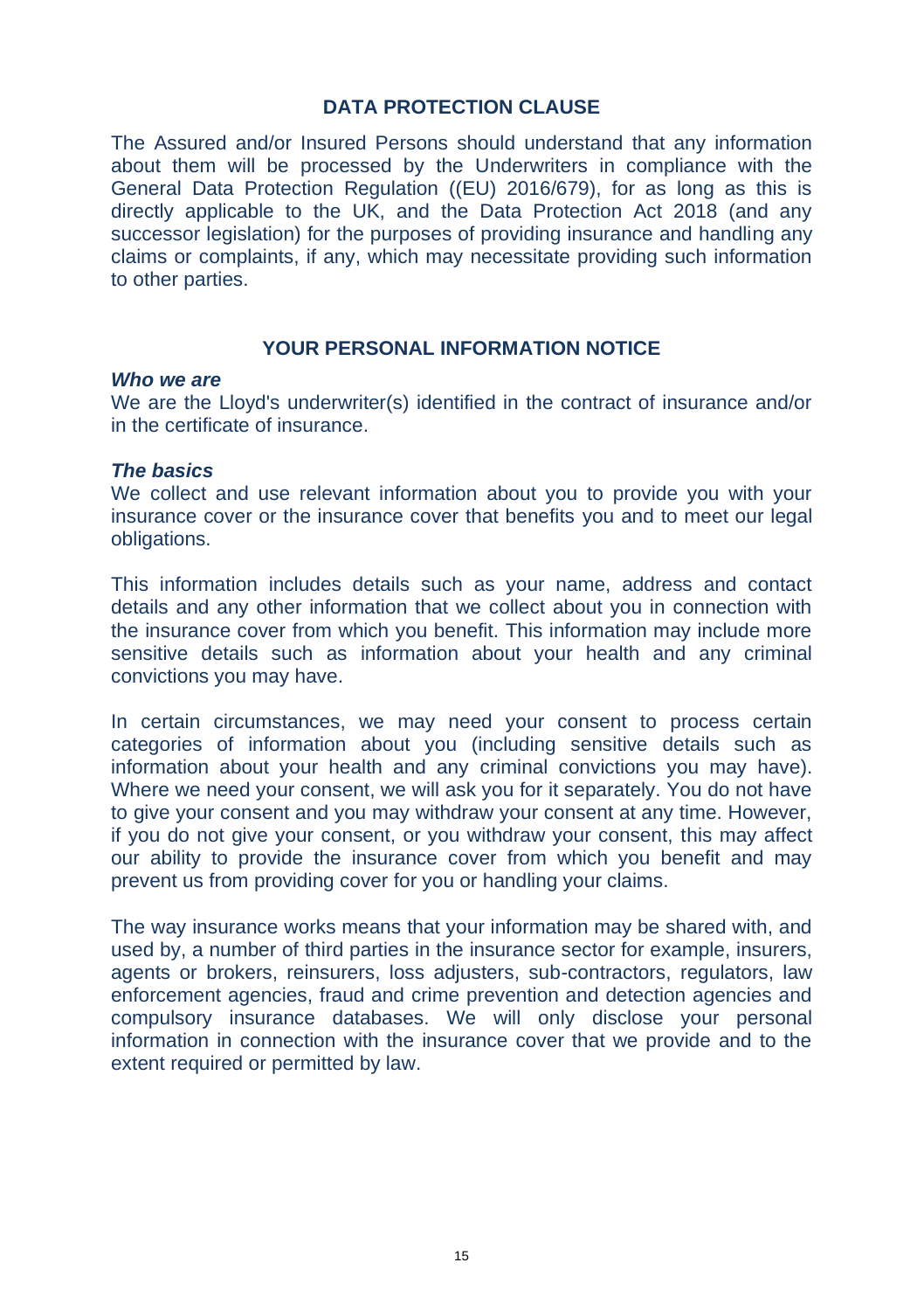## DATA PROTECTION CLAUSE

The Assured and/or Insured Persons should understand that any information about them will be processed by the Underwriters in compliance with the General Data Protection Regulation ((EU) 2016/679), for as long as this is directly applicable to the UK, and the Data Protection Act 2018 (and any successor legislation) for the purposes of providing insurance and handling any claims or complaints, if any, which may necessitate providing such information to other parties.

## YOUR PERSONAL INFORMATION NOTICE

***Who we are***

We are the Lloyd's underwriter(s) identified in the contract of insurance and/or in the certificate of insurance.

***The basics***

We collect and use relevant information about you to provide you with your insurance cover or the insurance cover that benefits you and to meet our legal obligations.

This information includes details such as your name, address and contact details and any other information that we collect about you in connection with the insurance cover from which you benefit. This information may include more sensitive details such as information about your health and any criminal convictions you may have.

In certain circumstances, we may need your consent to process certain categories of information about you (including sensitive details such as information about your health and any criminal convictions you may have). Where we need your consent, we will ask you for it separately. You do not have to give your consent and you may withdraw your consent at any time. However, if you do not give your consent, or you withdraw your consent, this may affect our ability to provide the insurance cover from which you benefit and may prevent us from providing cover for you or handling your claims.

The way insurance works means that your information may be shared with, and used by, a number of third parties in the insurance sector for example, insurers, agents or brokers, reinsurers, loss adjusters, sub-contractors, regulators, law enforcement agencies, fraud and crime prevention and detection agencies and compulsory insurance databases. We will only disclose your personal information in connection with the insurance cover that we provide and to the extent required or permitted by law.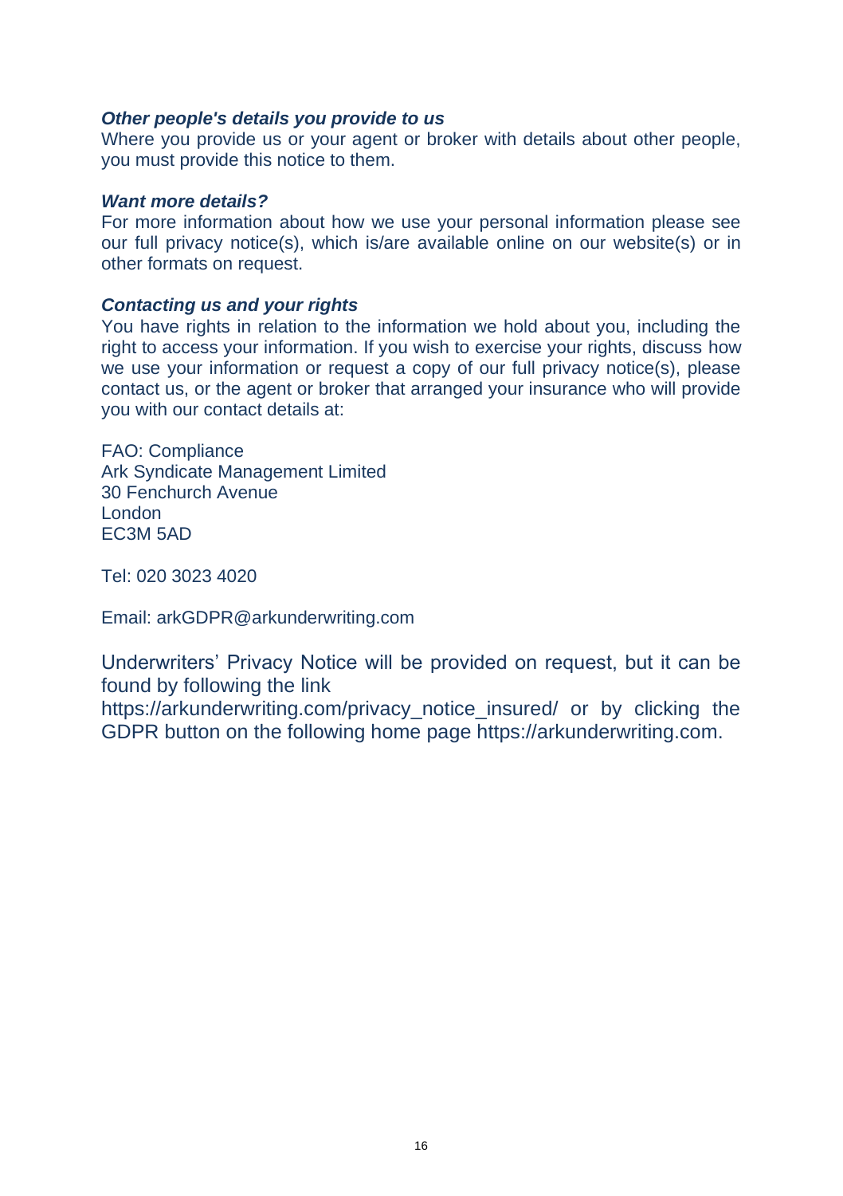***Other people's details you provide to us***

Where you provide us or your agent or broker with details about other people, you must provide this notice to them.

***Want more details?***

For more information about how we use your personal information please see our full privacy notice(s), which is/are available online on our website(s) or in other formats on request.

***Contacting us and your rights***

You have rights in relation to the information we hold about you, including the right to access your information. If you wish to exercise your rights, discuss how we use your information or request a copy of our full privacy notice(s), please contact us, or the agent or broker that arranged your insurance who will provide you with our contact details at:

FAO: Compliance
Ark Syndicate Management Limited
30 Fenchurch Avenue
London
EC3M 5AD

Tel: 020 3023 4020

Email: arkGDPR@arkunderwriting.com

Underwriters' Privacy Notice will be provided on request, but it can be found by following the link https://arkunderwriting.com/privacy_notice_insured/ or by clicking the GDPR button on the following home page https://arkunderwriting.com.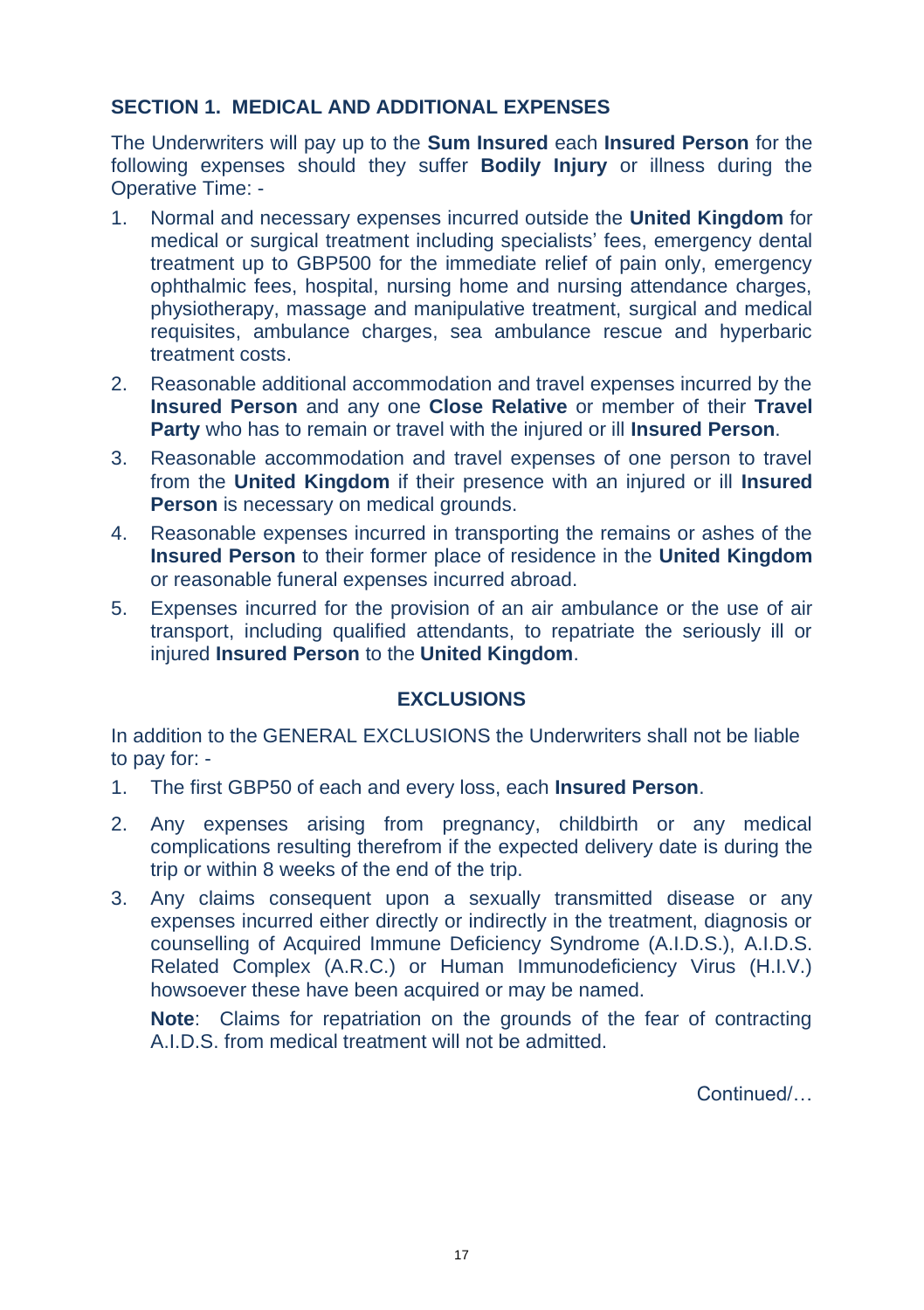## SECTION 1. MEDICAL AND ADDITIONAL EXPENSES

The Underwriters will pay up to the **Sum Insured** each **Insured Person** for the following expenses should they suffer **Bodily Injury** or illness during the Operative Time: -

1. Normal and necessary expenses incurred outside the **United Kingdom** for medical or surgical treatment including specialists' fees, emergency dental treatment up to GBP500 for the immediate relief of pain only, emergency ophthalmic fees, hospital, nursing home and nursing attendance charges, physiotherapy, massage and manipulative treatment, surgical and medical requisites, ambulance charges, sea ambulance rescue and hyperbaric treatment costs.
2. Reasonable additional accommodation and travel expenses incurred by the **Insured Person** and any one **Close Relative** or member of their **Travel Party** who has to remain or travel with the injured or ill **Insured Person**.
3. Reasonable accommodation and travel expenses of one person to travel from the **United Kingdom** if their presence with an injured or ill **Insured Person** is necessary on medical grounds.
4. Reasonable expenses incurred in transporting the remains or ashes of the **Insured Person** to their former place of residence in the **United Kingdom** or reasonable funeral expenses incurred abroad.
5. Expenses incurred for the provision of an air ambulance or the use of air transport, including qualified attendants, to repatriate the seriously ill or injured **Insured Person** to the **United Kingdom**.

### EXCLUSIONS

In addition to the GENERAL EXCLUSIONS the Underwriters shall not be liable to pay for: -

1. The first GBP50 of each and every loss, each **Insured Person**.
2. Any expenses arising from pregnancy, childbirth or any medical complications resulting therefrom if the expected delivery date is during the trip or within 8 weeks of the end of the trip.
3. Any claims consequent upon a sexually transmitted disease or any expenses incurred either directly or indirectly in the treatment, diagnosis or counselling of Acquired Immune Deficiency Syndrome (A.I.D.S.), A.I.D.S. Related Complex (A.R.C.) or Human Immunodeficiency Virus (H.I.V.) howsoever these have been acquired or may be named.

   **Note**: Claims for repatriation on the grounds of the fear of contracting A.I.D.S. from medical treatment will not be admitted.

Continued/…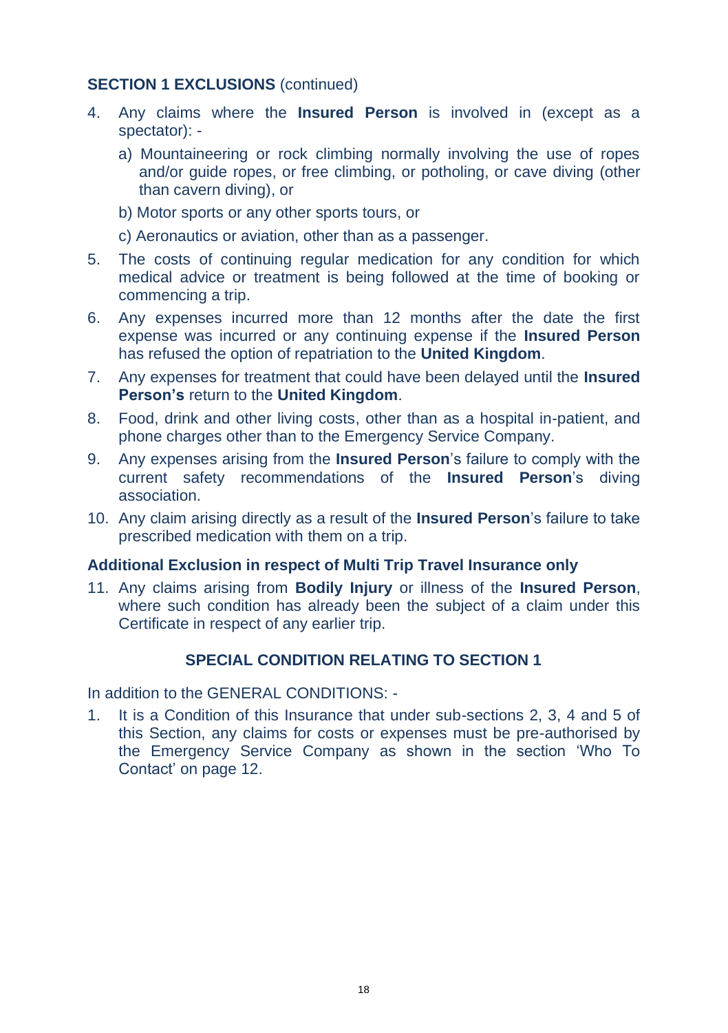## SECTION 1 EXCLUSIONS (continued)

4. Any claims where the **Insured Person** is involved in (except as a spectator): -
   a) Mountaineering or rock climbing normally involving the use of ropes and/or guide ropes, or free climbing, or potholing, or cave diving (other than cavern diving), or
   b) Motor sports or any other sports tours, or
   c) Aeronautics or aviation, other than as a passenger.
5. The costs of continuing regular medication for any condition for which medical advice or treatment is being followed at the time of booking or commencing a trip.
6. Any expenses incurred more than 12 months after the date the first expense was incurred or any continuing expense if the **Insured Person** has refused the option of repatriation to the **United Kingdom**.
7. Any expenses for treatment that could have been delayed until the **Insured Person's** return to the **United Kingdom**.
8. Food, drink and other living costs, other than as a hospital in-patient, and phone charges other than to the Emergency Service Company.
9. Any expenses arising from the **Insured Person**'s failure to comply with the current safety recommendations of the **Insured Person**'s diving association.
10. Any claim arising directly as a result of the **Insured Person**'s failure to take prescribed medication with them on a trip.

### Additional Exclusion in respect of Multi Trip Travel Insurance only

11. Any claims arising from **Bodily Injury** or illness of the **Insured Person**, where such condition has already been the subject of a claim under this Certificate in respect of any earlier trip.

## SPECIAL CONDITION RELATING TO SECTION 1

In addition to the GENERAL CONDITIONS: -

1. It is a Condition of this Insurance that under sub-sections 2, 3, 4 and 5 of this Section, any claims for costs or expenses must be pre-authorised by the Emergency Service Company as shown in the section 'Who To Contact' on page 12.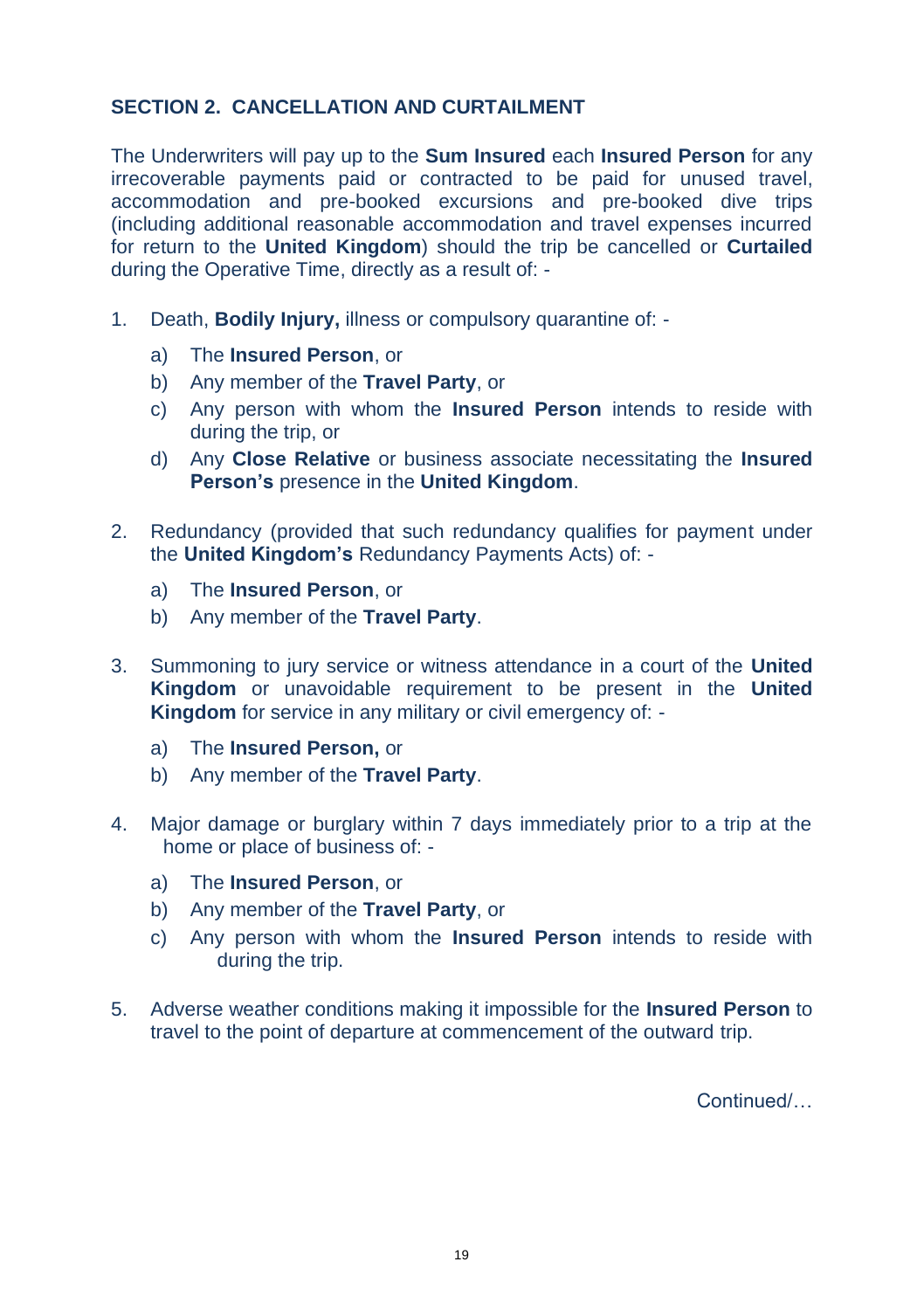## SECTION 2. CANCELLATION AND CURTAILMENT

The Underwriters will pay up to the **Sum Insured** each **Insured Person** for any irrecoverable payments paid or contracted to be paid for unused travel, accommodation and pre-booked excursions and pre-booked dive trips (including additional reasonable accommodation and travel expenses incurred for return to the **United Kingdom**) should the trip be cancelled or **Curtailed** during the Operative Time, directly as a result of: -

1. Death, **Bodily Injury,** illness or compulsory quarantine of: -
   a) The **Insured Person**, or
   b) Any member of the **Travel Party**, or
   c) Any person with whom the **Insured Person** intends to reside with during the trip, or
   d) Any **Close Relative** or business associate necessitating the **Insured Person's** presence in the **United Kingdom**.

2. Redundancy (provided that such redundancy qualifies for payment under the **United Kingdom's** Redundancy Payments Acts) of: -
   a) The **Insured Person**, or
   b) Any member of the **Travel Party**.

3. Summoning to jury service or witness attendance in a court of the **United Kingdom** or unavoidable requirement to be present in the **United Kingdom** for service in any military or civil emergency of: -
   a) The **Insured Person,** or
   b) Any member of the **Travel Party**.

4. Major damage or burglary within 7 days immediately prior to a trip at the home or place of business of: -
   a) The **Insured Person**, or
   b) Any member of the **Travel Party**, or
   c) Any person with whom the **Insured Person** intends to reside with during the trip.

5. Adverse weather conditions making it impossible for the **Insured Person** to travel to the point of departure at commencement of the outward trip.

Continued/…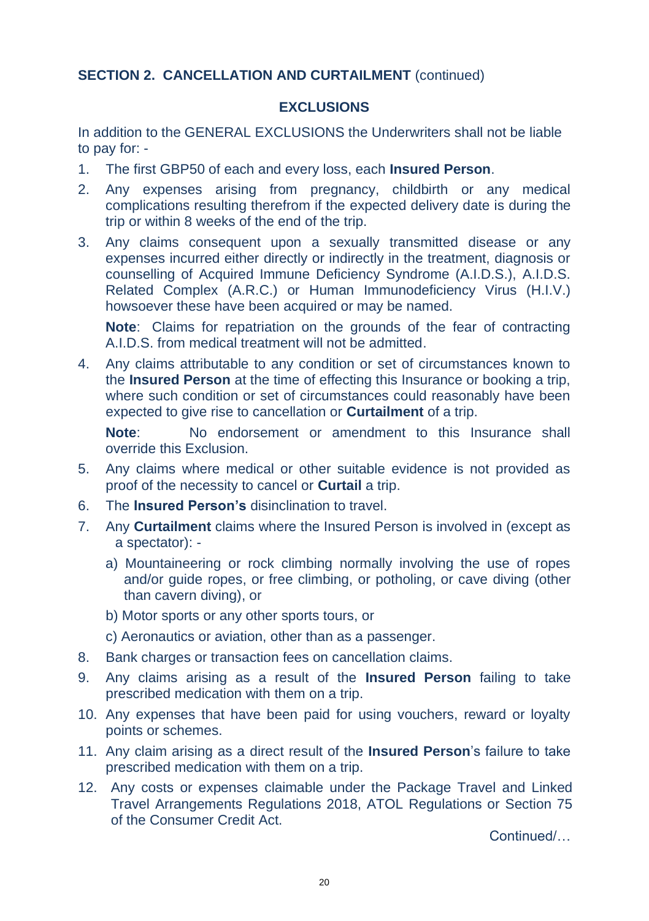## SECTION 2. CANCELLATION AND CURTAILMENT (continued)

### EXCLUSIONS

In addition to the GENERAL EXCLUSIONS the Underwriters shall not be liable to pay for: -

1. The first GBP50 of each and every loss, each **Insured Person**.
2. Any expenses arising from pregnancy, childbirth or any medical complications resulting therefrom if the expected delivery date is during the trip or within 8 weeks of the end of the trip.
3. Any claims consequent upon a sexually transmitted disease or any expenses incurred either directly or indirectly in the treatment, diagnosis or counselling of Acquired Immune Deficiency Syndrome (A.I.D.S.), A.I.D.S. Related Complex (A.R.C.) or Human Immunodeficiency Virus (H.I.V.) howsoever these have been acquired or may be named.

   **Note**: Claims for repatriation on the grounds of the fear of contracting A.I.D.S. from medical treatment will not be admitted.
4. Any claims attributable to any condition or set of circumstances known to the **Insured Person** at the time of effecting this Insurance or booking a trip, where such condition or set of circumstances could reasonably have been expected to give rise to cancellation or **Curtailment** of a trip.

   **Note**: No endorsement or amendment to this Insurance shall override this Exclusion.
5. Any claims where medical or other suitable evidence is not provided as proof of the necessity to cancel or **Curtail** a trip.
6. The **Insured Person's** disinclination to travel.
7. Any **Curtailment** claims where the Insured Person is involved in (except as a spectator): -
   a) Mountaineering or rock climbing normally involving the use of ropes and/or guide ropes, or free climbing, or potholing, or cave diving (other than cavern diving), or
   b) Motor sports or any other sports tours, or
   c) Aeronautics or aviation, other than as a passenger.
8. Bank charges or transaction fees on cancellation claims.
9. Any claims arising as a result of the **Insured Person** failing to take prescribed medication with them on a trip.
10. Any expenses that have been paid for using vouchers, reward or loyalty points or schemes.
11. Any claim arising as a direct result of the **Insured Person**'s failure to take prescribed medication with them on a trip.
12. Any costs or expenses claimable under the Package Travel and Linked Travel Arrangements Regulations 2018, ATOL Regulations or Section 75 of the Consumer Credit Act.

Continued/…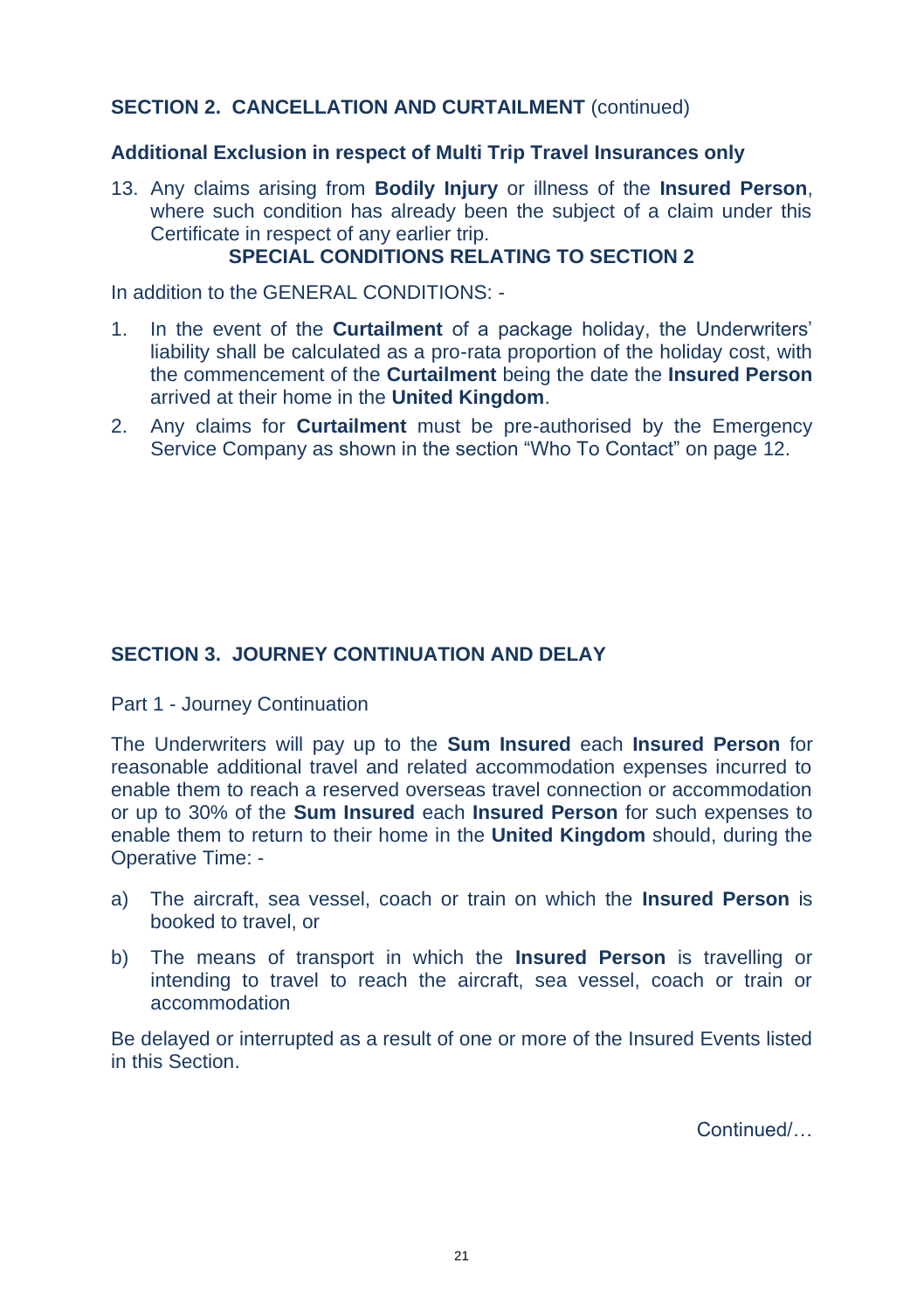## SECTION 2. CANCELLATION AND CURTAILMENT (continued)

### Additional Exclusion in respect of Multi Trip Travel Insurances only

13. Any claims arising from **Bodily Injury** or illness of the **Insured Person**, where such condition has already been the subject of a claim under this Certificate in respect of any earlier trip.

### SPECIAL CONDITIONS RELATING TO SECTION 2

In addition to the GENERAL CONDITIONS: -

1. In the event of the **Curtailment** of a package holiday, the Underwriters' liability shall be calculated as a pro-rata proportion of the holiday cost, with the commencement of the **Curtailment** being the date the **Insured Person** arrived at their home in the **United Kingdom**.
2. Any claims for **Curtailment** must be pre-authorised by the Emergency Service Company as shown in the section "Who To Contact" on page 12.

## SECTION 3. JOURNEY CONTINUATION AND DELAY

Part 1 - Journey Continuation

The Underwriters will pay up to the **Sum Insured** each **Insured Person** for reasonable additional travel and related accommodation expenses incurred to enable them to reach a reserved overseas travel connection or accommodation or up to 30% of the **Sum Insured** each **Insured Person** for such expenses to enable them to return to their home in the **United Kingdom** should, during the Operative Time: -

a) The aircraft, sea vessel, coach or train on which the **Insured Person** is booked to travel, or

b) The means of transport in which the **Insured Person** is travelling or intending to travel to reach the aircraft, sea vessel, coach or train or accommodation

Be delayed or interrupted as a result of one or more of the Insured Events listed in this Section.

Continued/…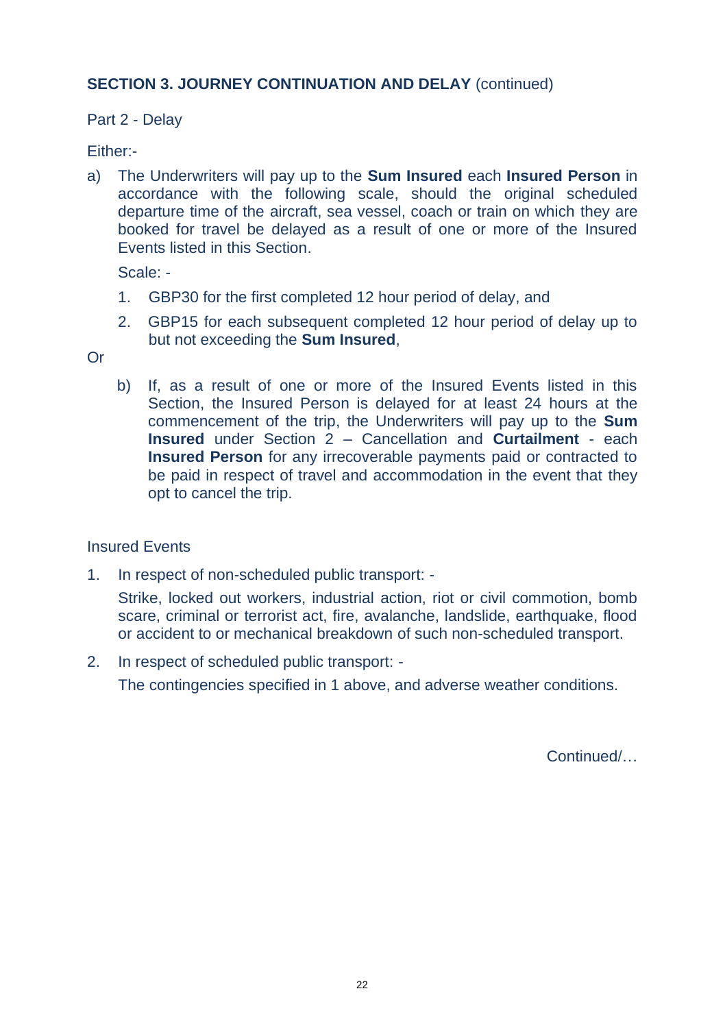## SECTION 3. JOURNEY CONTINUATION AND DELAY (continued)

Part 2 - Delay

Either:-

a) The Underwriters will pay up to the **Sum Insured** each **Insured Person** in accordance with the following scale, should the original scheduled departure time of the aircraft, sea vessel, coach or train on which they are booked for travel be delayed as a result of one or more of the Insured Events listed in this Section.

   Scale: -

   1. GBP30 for the first completed 12 hour period of delay, and
   2. GBP15 for each subsequent completed 12 hour period of delay up to but not exceeding the **Sum Insured**,

Or

b) If, as a result of one or more of the Insured Events listed in this Section, the Insured Person is delayed for at least 24 hours at the commencement of the trip, the Underwriters will pay up to the **Sum Insured** under Section 2 – Cancellation and **Curtailment** - each **Insured Person** for any irrecoverable payments paid or contracted to be paid in respect of travel and accommodation in the event that they opt to cancel the trip.

Insured Events

1. In respect of non-scheduled public transport: -

   Strike, locked out workers, industrial action, riot or civil commotion, bomb scare, criminal or terrorist act, fire, avalanche, landslide, earthquake, flood or accident to or mechanical breakdown of such non-scheduled transport.

2. In respect of scheduled public transport: -

   The contingencies specified in 1 above, and adverse weather conditions.

Continued/…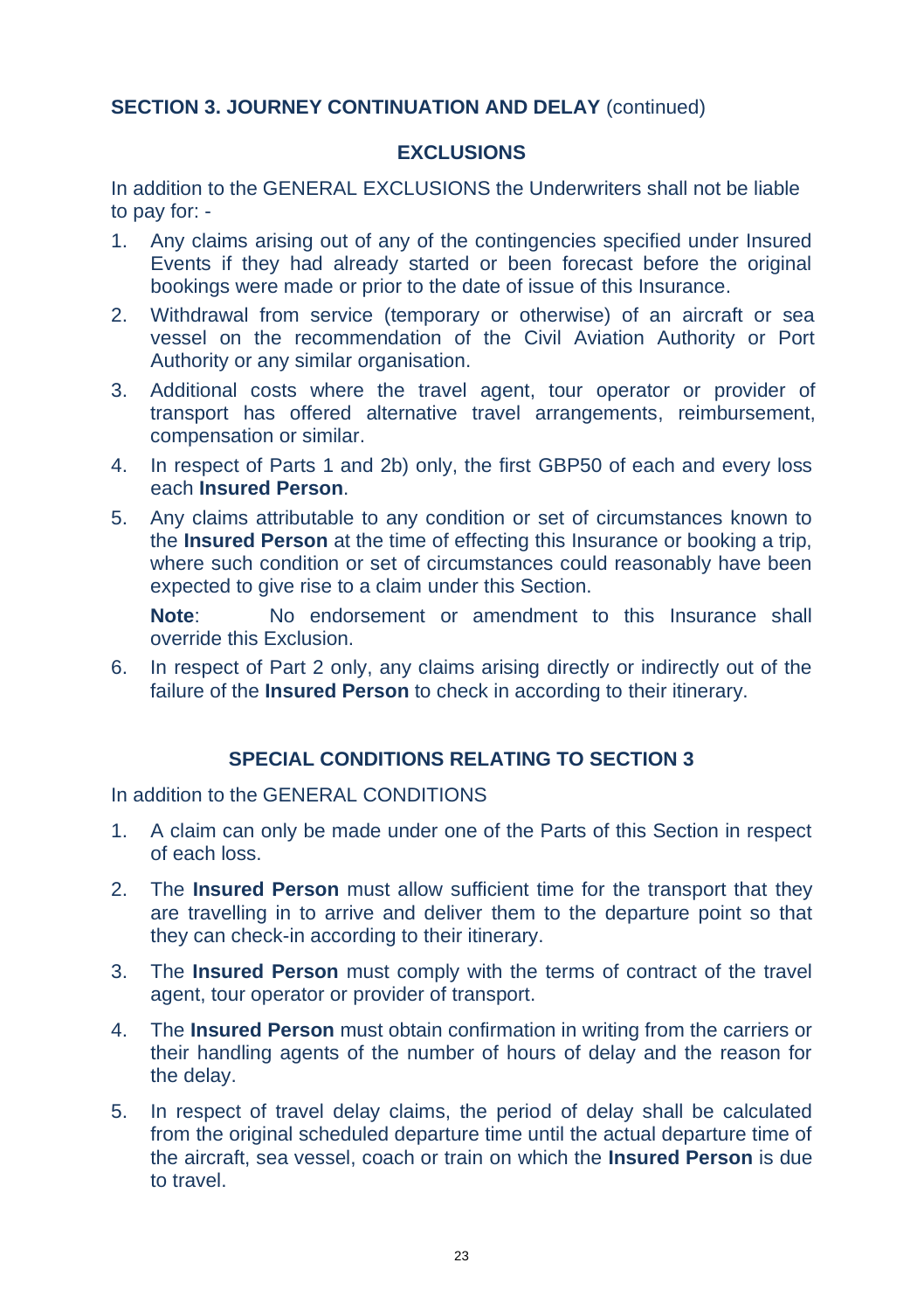## SECTION 3. JOURNEY CONTINUATION AND DELAY (continued)

### EXCLUSIONS

In addition to the GENERAL EXCLUSIONS the Underwriters shall not be liable to pay for: -

1. Any claims arising out of any of the contingencies specified under Insured Events if they had already started or been forecast before the original bookings were made or prior to the date of issue of this Insurance.
2. Withdrawal from service (temporary or otherwise) of an aircraft or sea vessel on the recommendation of the Civil Aviation Authority or Port Authority or any similar organisation.
3. Additional costs where the travel agent, tour operator or provider of transport has offered alternative travel arrangements, reimbursement, compensation or similar.
4. In respect of Parts 1 and 2b) only, the first GBP50 of each and every loss each **Insured Person**.
5. Any claims attributable to any condition or set of circumstances known to the **Insured Person** at the time of effecting this Insurance or booking a trip, where such condition or set of circumstances could reasonably have been expected to give rise to a claim under this Section.

   **Note**: No endorsement or amendment to this Insurance shall override this Exclusion.
6. In respect of Part 2 only, any claims arising directly or indirectly out of the failure of the **Insured Person** to check in according to their itinerary.

### SPECIAL CONDITIONS RELATING TO SECTION 3

In addition to the GENERAL CONDITIONS

1. A claim can only be made under one of the Parts of this Section in respect of each loss.
2. The **Insured Person** must allow sufficient time for the transport that they are travelling in to arrive and deliver them to the departure point so that they can check-in according to their itinerary.
3. The **Insured Person** must comply with the terms of contract of the travel agent, tour operator or provider of transport.
4. The **Insured Person** must obtain confirmation in writing from the carriers or their handling agents of the number of hours of delay and the reason for the delay.
5. In respect of travel delay claims, the period of delay shall be calculated from the original scheduled departure time until the actual departure time of the aircraft, sea vessel, coach or train on which the **Insured Person** is due to travel.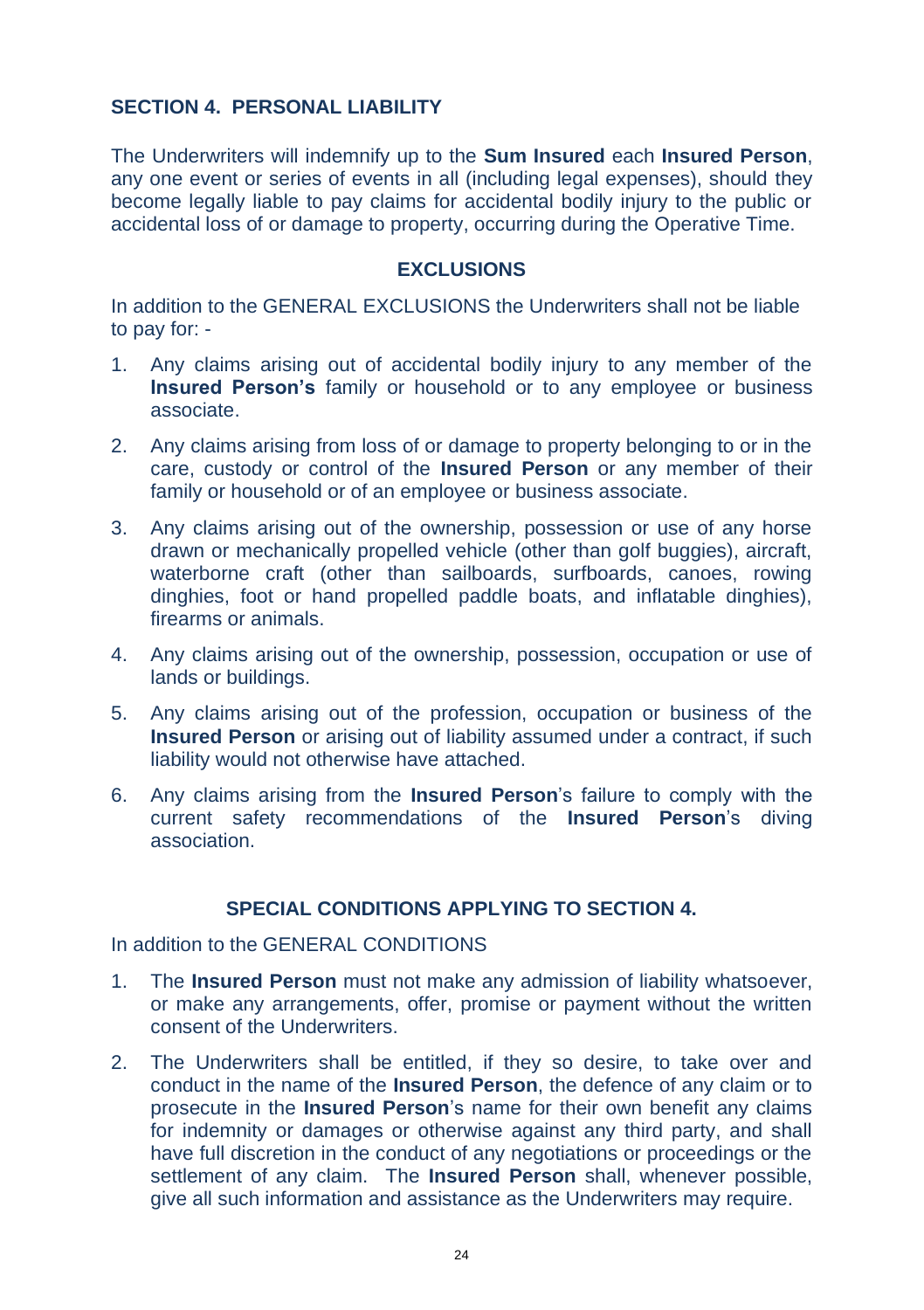## SECTION 4. PERSONAL LIABILITY

The Underwriters will indemnify up to the **Sum Insured** each **Insured Person**, any one event or series of events in all (including legal expenses), should they become legally liable to pay claims for accidental bodily injury to the public or accidental loss of or damage to property, occurring during the Operative Time.

### EXCLUSIONS

In addition to the GENERAL EXCLUSIONS the Underwriters shall not be liable to pay for: -

1. Any claims arising out of accidental bodily injury to any member of the **Insured Person's** family or household or to any employee or business associate.
2. Any claims arising from loss of or damage to property belonging to or in the care, custody or control of the **Insured Person** or any member of their family or household or of an employee or business associate.
3. Any claims arising out of the ownership, possession or use of any horse drawn or mechanically propelled vehicle (other than golf buggies), aircraft, waterborne craft (other than sailboards, surfboards, canoes, rowing dinghies, foot or hand propelled paddle boats, and inflatable dinghies), firearms or animals.
4. Any claims arising out of the ownership, possession, occupation or use of lands or buildings.
5. Any claims arising out of the profession, occupation or business of the **Insured Person** or arising out of liability assumed under a contract, if such liability would not otherwise have attached.
6. Any claims arising from the **Insured Person**'s failure to comply with the current safety recommendations of the **Insured Person**'s diving association.

### SPECIAL CONDITIONS APPLYING TO SECTION 4.

In addition to the GENERAL CONDITIONS

1. The **Insured Person** must not make any admission of liability whatsoever, or make any arrangements, offer, promise or payment without the written consent of the Underwriters.
2. The Underwriters shall be entitled, if they so desire, to take over and conduct in the name of the **Insured Person**, the defence of any claim or to prosecute in the **Insured Person**'s name for their own benefit any claims for indemnity or damages or otherwise against any third party, and shall have full discretion in the conduct of any negotiations or proceedings or the settlement of any claim. The **Insured Person** shall, whenever possible, give all such information and assistance as the Underwriters may require.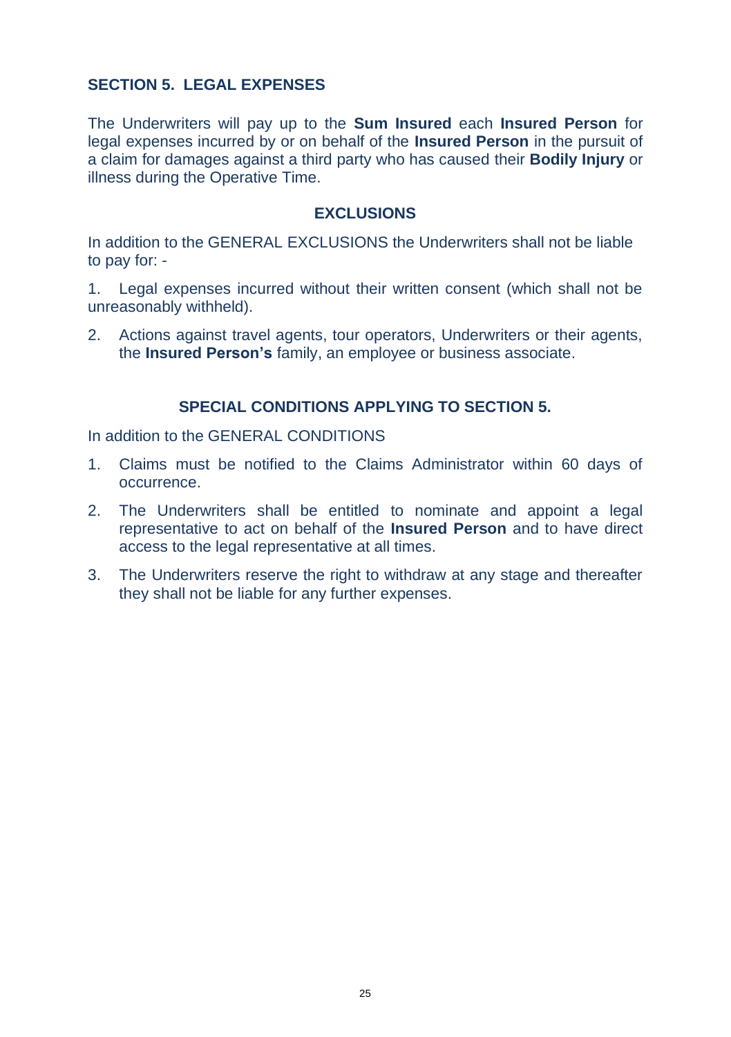## SECTION 5. LEGAL EXPENSES

The Underwriters will pay up to the **Sum Insured** each **Insured Person** for legal expenses incurred by or on behalf of the **Insured Person** in the pursuit of a claim for damages against a third party who has caused their **Bodily Injury** or illness during the Operative Time.

### EXCLUSIONS

In addition to the GENERAL EXCLUSIONS the Underwriters shall not be liable to pay for: -

1. Legal expenses incurred without their written consent (which shall not be unreasonably withheld).
2. Actions against travel agents, tour operators, Underwriters or their agents, the **Insured Person's** family, an employee or business associate.

### SPECIAL CONDITIONS APPLYING TO SECTION 5.

In addition to the GENERAL CONDITIONS

1. Claims must be notified to the Claims Administrator within 60 days of occurrence.
2. The Underwriters shall be entitled to nominate and appoint a legal representative to act on behalf of the **Insured Person** and to have direct access to the legal representative at all times.
3. The Underwriters reserve the right to withdraw at any stage and thereafter they shall not be liable for any further expenses.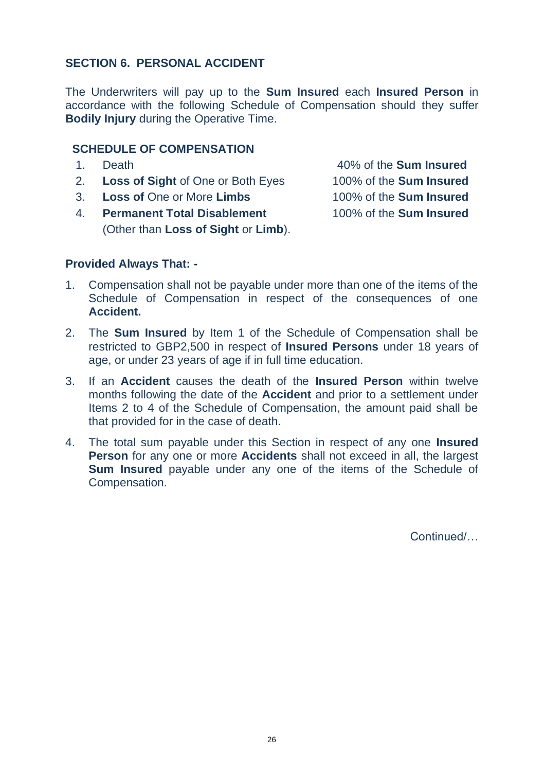## SECTION 6. PERSONAL ACCIDENT

The Underwriters will pay up to the **Sum Insured** each **Insured Person** in accordance with the following Schedule of Compensation should they suffer **Bodily Injury** during the Operative Time.

### SCHEDULE OF COMPENSATION

| | | |
|---|---|---|
| 1. | Death | 40% of the **Sum Insured** |
| 2. | **Loss of Sight** of One or Both Eyes | 100% of the **Sum Insured** |
| 3. | **Loss of** One or More **Limbs** | 100% of the **Sum Insured** |
| 4. | **Permanent Total Disablement** (Other than **Loss of Sight** or **Limb**). | 100% of the **Sum Insured** |

**Provided Always That: -**

1. Compensation shall not be payable under more than one of the items of the Schedule of Compensation in respect of the consequences of one **Accident.**
2. The **Sum Insured** by Item 1 of the Schedule of Compensation shall be restricted to GBP2,500 in respect of **Insured Persons** under 18 years of age, or under 23 years of age if in full time education.
3. If an **Accident** causes the death of the **Insured Person** within twelve months following the date of the **Accident** and prior to a settlement under Items 2 to 4 of the Schedule of Compensation, the amount paid shall be that provided for in the case of death.
4. The total sum payable under this Section in respect of any one **Insured Person** for any one or more **Accidents** shall not exceed in all, the largest **Sum Insured** payable under any one of the items of the Schedule of Compensation.

Continued/…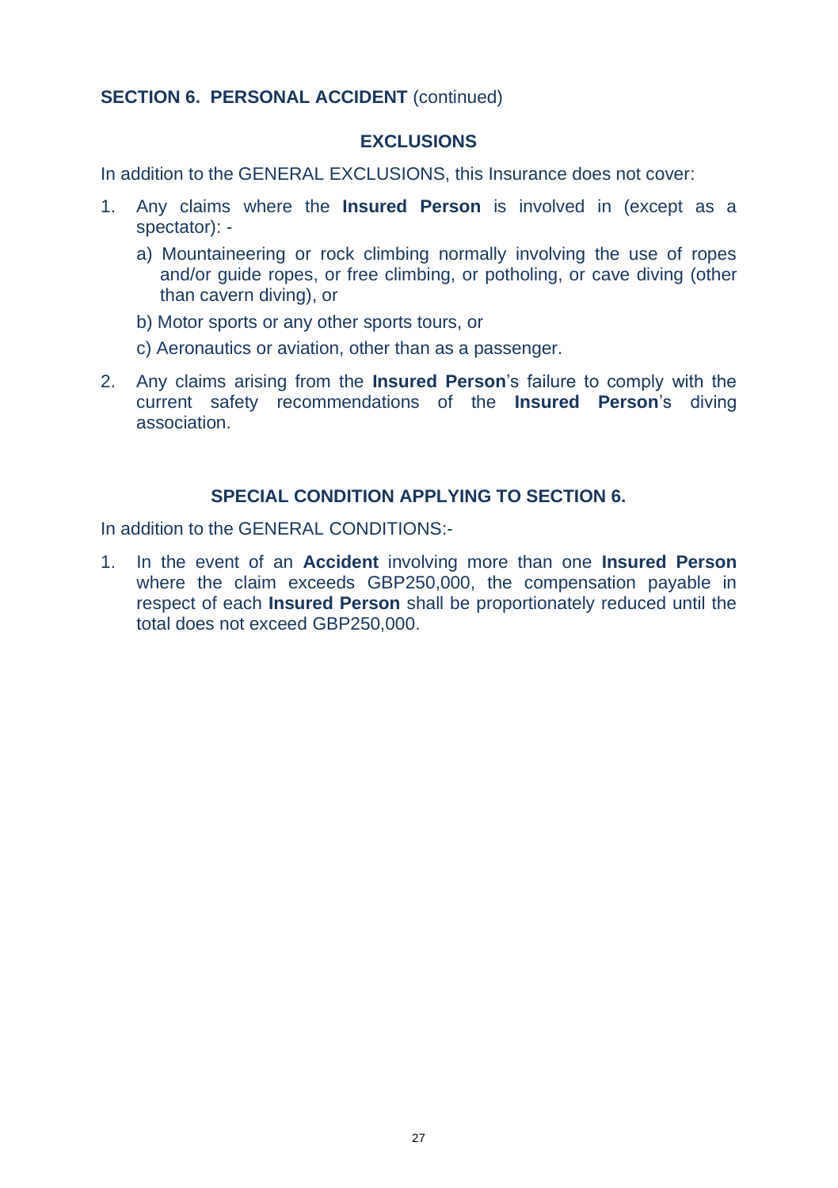## SECTION 6. PERSONAL ACCIDENT (continued)

### EXCLUSIONS

In addition to the GENERAL EXCLUSIONS, this Insurance does not cover:

1. Any claims where the **Insured Person** is involved in (except as a spectator): -

   a) Mountaineering or rock climbing normally involving the use of ropes and/or guide ropes, or free climbing, or potholing, or cave diving (other than cavern diving), or

   b) Motor sports or any other sports tours, or

   c) Aeronautics or aviation, other than as a passenger.

2. Any claims arising from the **Insured Person**'s failure to comply with the current safety recommendations of the **Insured Person**'s diving association.

### SPECIAL CONDITION APPLYING TO SECTION 6.

In addition to the GENERAL CONDITIONS:-

1. In the event of an **Accident** involving more than one **Insured Person** where the claim exceeds GBP250,000, the compensation payable in respect of each **Insured Person** shall be proportionately reduced until the total does not exceed GBP250,000.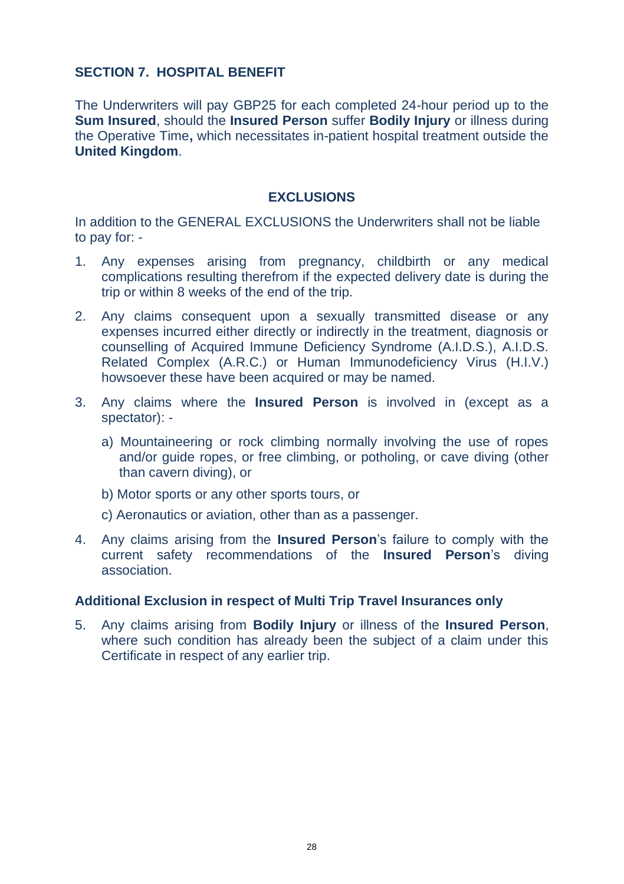## SECTION 7. HOSPITAL BENEFIT

The Underwriters will pay GBP25 for each completed 24-hour period up to the **Sum Insured**, should the **Insured Person** suffer **Bodily Injury** or illness during the Operative Time**,** which necessitates in-patient hospital treatment outside the **United Kingdom**.

### EXCLUSIONS

In addition to the GENERAL EXCLUSIONS the Underwriters shall not be liable to pay for: -

1. Any expenses arising from pregnancy, childbirth or any medical complications resulting therefrom if the expected delivery date is during the trip or within 8 weeks of the end of the trip.
2. Any claims consequent upon a sexually transmitted disease or any expenses incurred either directly or indirectly in the treatment, diagnosis or counselling of Acquired Immune Deficiency Syndrome (A.I.D.S.), A.I.D.S. Related Complex (A.R.C.) or Human Immunodeficiency Virus (H.I.V.) howsoever these have been acquired or may be named.
3. Any claims where the **Insured Person** is involved in (except as a spectator): -
   a) Mountaineering or rock climbing normally involving the use of ropes and/or guide ropes, or free climbing, or potholing, or cave diving (other than cavern diving), or

   b) Motor sports or any other sports tours, or

   c) Aeronautics or aviation, other than as a passenger.
4. Any claims arising from the **Insured Person**'s failure to comply with the current safety recommendations of the **Insured Person**'s diving association.

**Additional Exclusion in respect of Multi Trip Travel Insurances only**

5. Any claims arising from **Bodily Injury** or illness of the **Insured Person**, where such condition has already been the subject of a claim under this Certificate in respect of any earlier trip.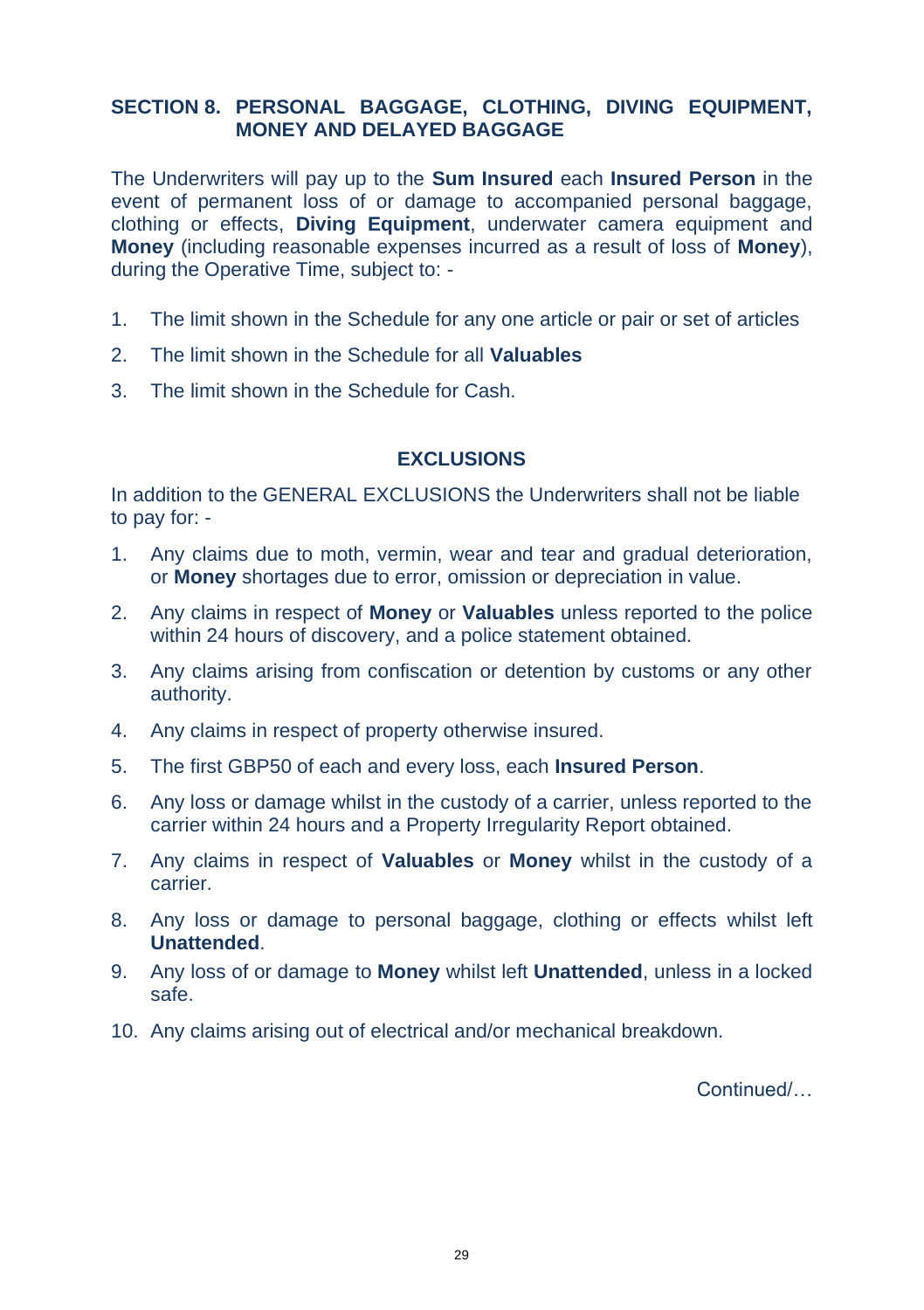## SECTION 8. PERSONAL BAGGAGE, CLOTHING, DIVING EQUIPMENT, MONEY AND DELAYED BAGGAGE

The Underwriters will pay up to the **Sum Insured** each **Insured Person** in the event of permanent loss of or damage to accompanied personal baggage, clothing or effects, **Diving Equipment**, underwater camera equipment and **Money** (including reasonable expenses incurred as a result of loss of **Money**), during the Operative Time, subject to: -

1. The limit shown in the Schedule for any one article or pair or set of articles
2. The limit shown in the Schedule for all **Valuables**
3. The limit shown in the Schedule for Cash.

### EXCLUSIONS

In addition to the GENERAL EXCLUSIONS the Underwriters shall not be liable to pay for: -

1. Any claims due to moth, vermin, wear and tear and gradual deterioration, or **Money** shortages due to error, omission or depreciation in value.
2. Any claims in respect of **Money** or **Valuables** unless reported to the police within 24 hours of discovery, and a police statement obtained.
3. Any claims arising from confiscation or detention by customs or any other authority.
4. Any claims in respect of property otherwise insured.
5. The first GBP50 of each and every loss, each **Insured Person**.
6. Any loss or damage whilst in the custody of a carrier, unless reported to the carrier within 24 hours and a Property Irregularity Report obtained.
7. Any claims in respect of **Valuables** or **Money** whilst in the custody of a carrier.
8. Any loss or damage to personal baggage, clothing or effects whilst left **Unattended**.
9. Any loss of or damage to **Money** whilst left **Unattended**, unless in a locked safe.
10. Any claims arising out of electrical and/or mechanical breakdown.

Continued/…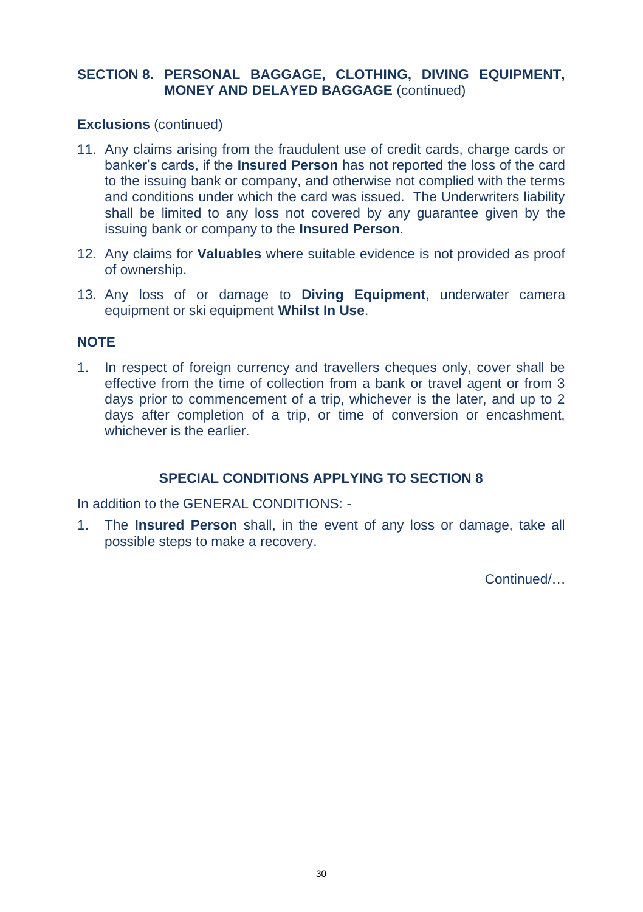## SECTION 8. PERSONAL BAGGAGE, CLOTHING, DIVING EQUIPMENT, MONEY AND DELAYED BAGGAGE (continued)

**Exclusions** (continued)

11. Any claims arising from the fraudulent use of credit cards, charge cards or banker's cards, if the **Insured Person** has not reported the loss of the card to the issuing bank or company, and otherwise not complied with the terms and conditions under which the card was issued. The Underwriters liability shall be limited to any loss not covered by any guarantee given by the issuing bank or company to the **Insured Person**.
12. Any claims for **Valuables** where suitable evidence is not provided as proof of ownership.
13. Any loss of or damage to **Diving Equipment**, underwater camera equipment or ski equipment **Whilst In Use**.

**NOTE**

1. In respect of foreign currency and travellers cheques only, cover shall be effective from the time of collection from a bank or travel agent or from 3 days prior to commencement of a trip, whichever is the later, and up to 2 days after completion of a trip, or time of conversion or encashment, whichever is the earlier.

## SPECIAL CONDITIONS APPLYING TO SECTION 8

In addition to the GENERAL CONDITIONS: -

1. The **Insured Person** shall, in the event of any loss or damage, take all possible steps to make a recovery.

Continued/…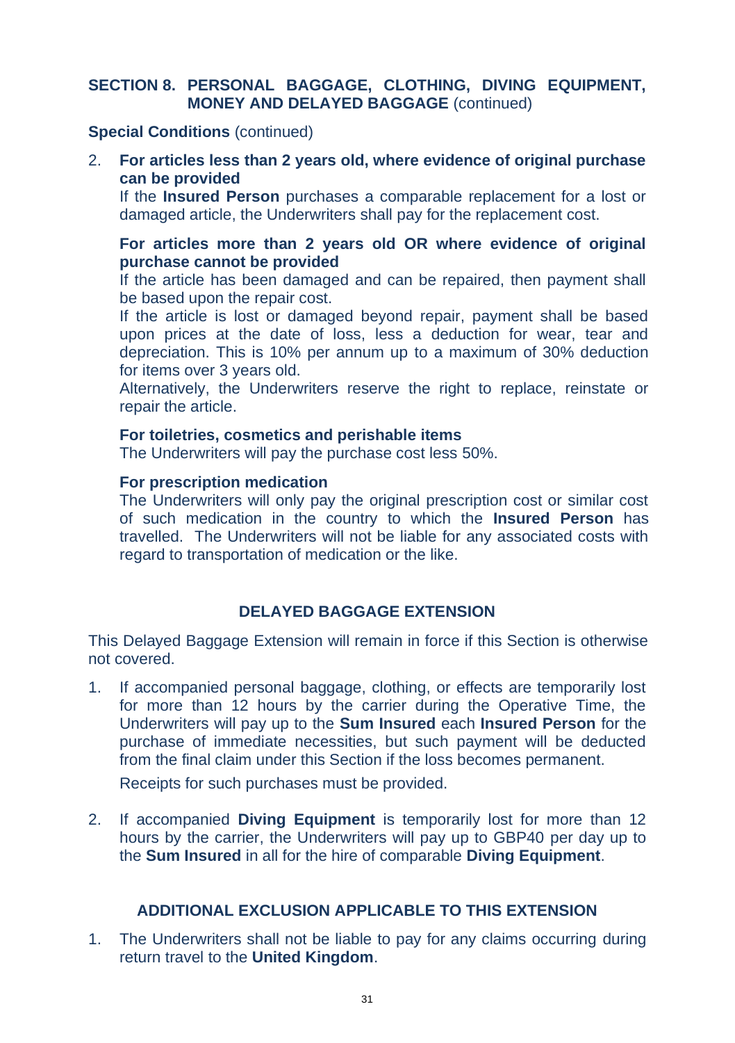## SECTION 8. PERSONAL BAGGAGE, CLOTHING, DIVING EQUIPMENT, MONEY AND DELAYED BAGGAGE (continued)

**Special Conditions** (continued)

2. **For articles less than 2 years old, where evidence of original purchase can be provided**

   If the **Insured Person** purchases a comparable replacement for a lost or damaged article, the Underwriters shall pay for the replacement cost.

   **For articles more than 2 years old OR where evidence of original purchase cannot be provided**

   If the article has been damaged and can be repaired, then payment shall be based upon the repair cost.

   If the article is lost or damaged beyond repair, payment shall be based upon prices at the date of loss, less a deduction for wear, tear and depreciation. This is 10% per annum up to a maximum of 30% deduction for items over 3 years old.

   Alternatively, the Underwriters reserve the right to replace, reinstate or repair the article.

   **For toiletries, cosmetics and perishable items**

   The Underwriters will pay the purchase cost less 50%.

   **For prescription medication**

   The Underwriters will only pay the original prescription cost or similar cost of such medication in the country to which the **Insured Person** has travelled. The Underwriters will not be liable for any associated costs with regard to transportation of medication or the like.

### DELAYED BAGGAGE EXTENSION

This Delayed Baggage Extension will remain in force if this Section is otherwise not covered.

1. If accompanied personal baggage, clothing, or effects are temporarily lost for more than 12 hours by the carrier during the Operative Time, the Underwriters will pay up to the **Sum Insured** each **Insured Person** for the purchase of immediate necessities, but such payment will be deducted from the final claim under this Section if the loss becomes permanent.

   Receipts for such purchases must be provided.

2. If accompanied **Diving Equipment** is temporarily lost for more than 12 hours by the carrier, the Underwriters will pay up to GBP40 per day up to the **Sum Insured** in all for the hire of comparable **Diving Equipment**.

### ADDITIONAL EXCLUSION APPLICABLE TO THIS EXTENSION

1. The Underwriters shall not be liable to pay for any claims occurring during return travel to the **United Kingdom**.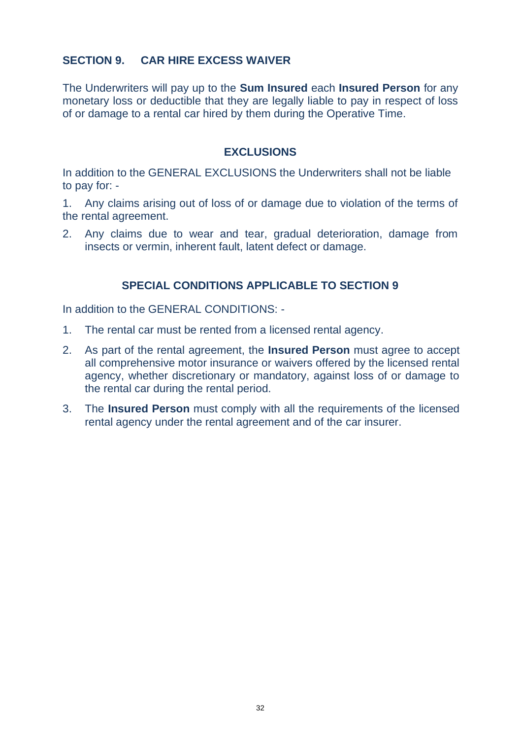## SECTION 9. CAR HIRE EXCESS WAIVER

The Underwriters will pay up to the **Sum Insured** each **Insured Person** for any monetary loss or deductible that they are legally liable to pay in respect of loss of or damage to a rental car hired by them during the Operative Time.

### EXCLUSIONS

In addition to the GENERAL EXCLUSIONS the Underwriters shall not be liable to pay for: -

1. Any claims arising out of loss of or damage due to violation of the terms of the rental agreement.
2. Any claims due to wear and tear, gradual deterioration, damage from insects or vermin, inherent fault, latent defect or damage.

### SPECIAL CONDITIONS APPLICABLE TO SECTION 9

In addition to the GENERAL CONDITIONS: -

1. The rental car must be rented from a licensed rental agency.
2. As part of the rental agreement, the **Insured Person** must agree to accept all comprehensive motor insurance or waivers offered by the licensed rental agency, whether discretionary or mandatory, against loss of or damage to the rental car during the rental period.
3. The **Insured Person** must comply with all the requirements of the licensed rental agency under the rental agreement and of the car insurer.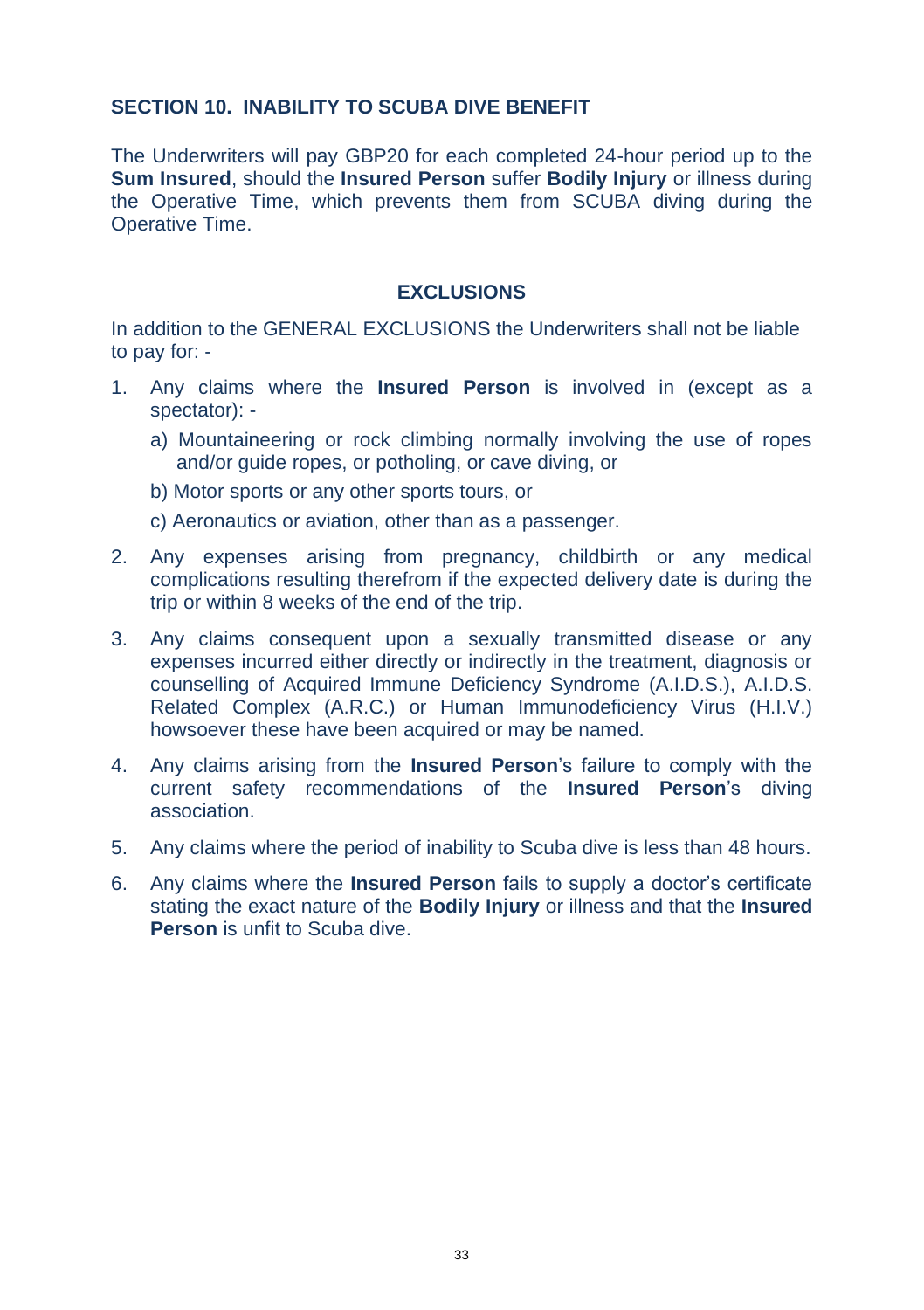## SECTION 10. INABILITY TO SCUBA DIVE BENEFIT

The Underwriters will pay GBP20 for each completed 24-hour period up to the **Sum Insured**, should the **Insured Person** suffer **Bodily Injury** or illness during the Operative Time, which prevents them from SCUBA diving during the Operative Time.

### EXCLUSIONS

In addition to the GENERAL EXCLUSIONS the Underwriters shall not be liable to pay for: -

1. Any claims where the **Insured Person** is involved in (except as a spectator): -
   a) Mountaineering or rock climbing normally involving the use of ropes and/or guide ropes, or potholing, or cave diving, or
   b) Motor sports or any other sports tours, or
   c) Aeronautics or aviation, other than as a passenger.
2. Any expenses arising from pregnancy, childbirth or any medical complications resulting therefrom if the expected delivery date is during the trip or within 8 weeks of the end of the trip.
3. Any claims consequent upon a sexually transmitted disease or any expenses incurred either directly or indirectly in the treatment, diagnosis or counselling of Acquired Immune Deficiency Syndrome (A.I.D.S.), A.I.D.S. Related Complex (A.R.C.) or Human Immunodeficiency Virus (H.I.V.) howsoever these have been acquired or may be named.
4. Any claims arising from the **Insured Person**'s failure to comply with the current safety recommendations of the **Insured Person**'s diving association.
5. Any claims where the period of inability to Scuba dive is less than 48 hours.
6. Any claims where the **Insured Person** fails to supply a doctor's certificate stating the exact nature of the **Bodily Injury** or illness and that the **Insured Person** is unfit to Scuba dive.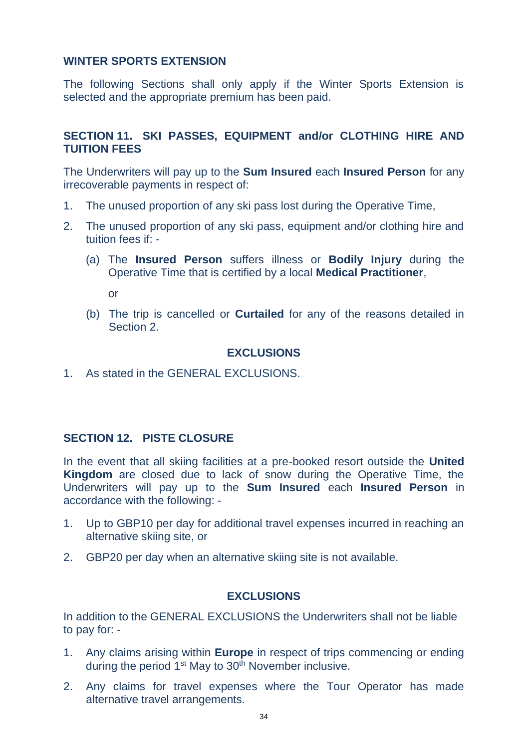## WINTER SPORTS EXTENSION

The following Sections shall only apply if the Winter Sports Extension is selected and the appropriate premium has been paid.

### SECTION 11. SKI PASSES, EQUIPMENT and/or CLOTHING HIRE AND TUITION FEES

The Underwriters will pay up to the **Sum Insured** each **Insured Person** for any irrecoverable payments in respect of:

1. The unused proportion of any ski pass lost during the Operative Time,
2. The unused proportion of any ski pass, equipment and/or clothing hire and tuition fees if: -
   (a) The **Insured Person** suffers illness or **Bodily Injury** during the Operative Time that is certified by a local **Medical Practitioner**,

   or

   (b) The trip is cancelled or **Curtailed** for any of the reasons detailed in Section 2.

**EXCLUSIONS**

1. As stated in the GENERAL EXCLUSIONS.

### SECTION 12. PISTE CLOSURE

In the event that all skiing facilities at a pre-booked resort outside the **United Kingdom** are closed due to lack of snow during the Operative Time, the Underwriters will pay up to the **Sum Insured** each **Insured Person** in accordance with the following: -

1. Up to GBP10 per day for additional travel expenses incurred in reaching an alternative skiing site, or
2. GBP20 per day when an alternative skiing site is not available.

**EXCLUSIONS**

In addition to the GENERAL EXCLUSIONS the Underwriters shall not be liable to pay for: -

1. Any claims arising within **Europe** in respect of trips commencing or ending during the period 1st May to 30th November inclusive.
2. Any claims for travel expenses where the Tour Operator has made alternative travel arrangements.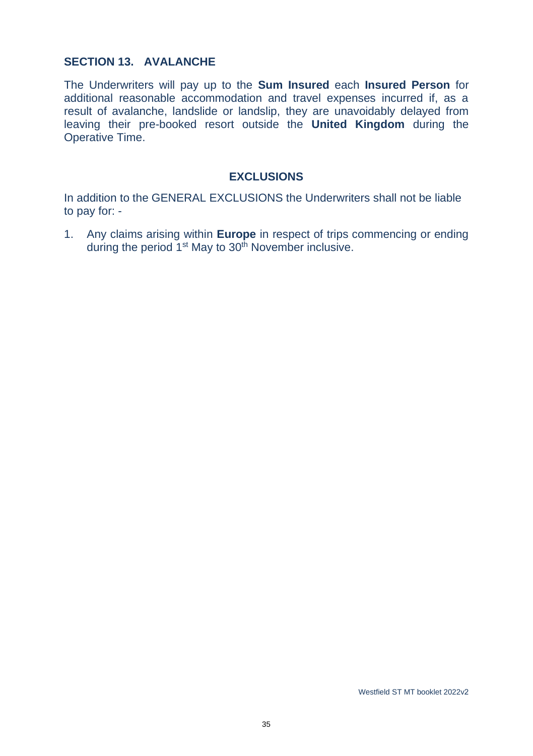## SECTION 13. AVALANCHE

The Underwriters will pay up to the **Sum Insured** each **Insured Person** for additional reasonable accommodation and travel expenses incurred if, as a result of avalanche, landslide or landslip, they are unavoidably delayed from leaving their pre-booked resort outside the **United Kingdom** during the Operative Time.

### EXCLUSIONS

In addition to the GENERAL EXCLUSIONS the Underwriters shall not be liable to pay for: -

1. Any claims arising within **Europe** in respect of trips commencing or ending during the period 1st May to 30th November inclusive.